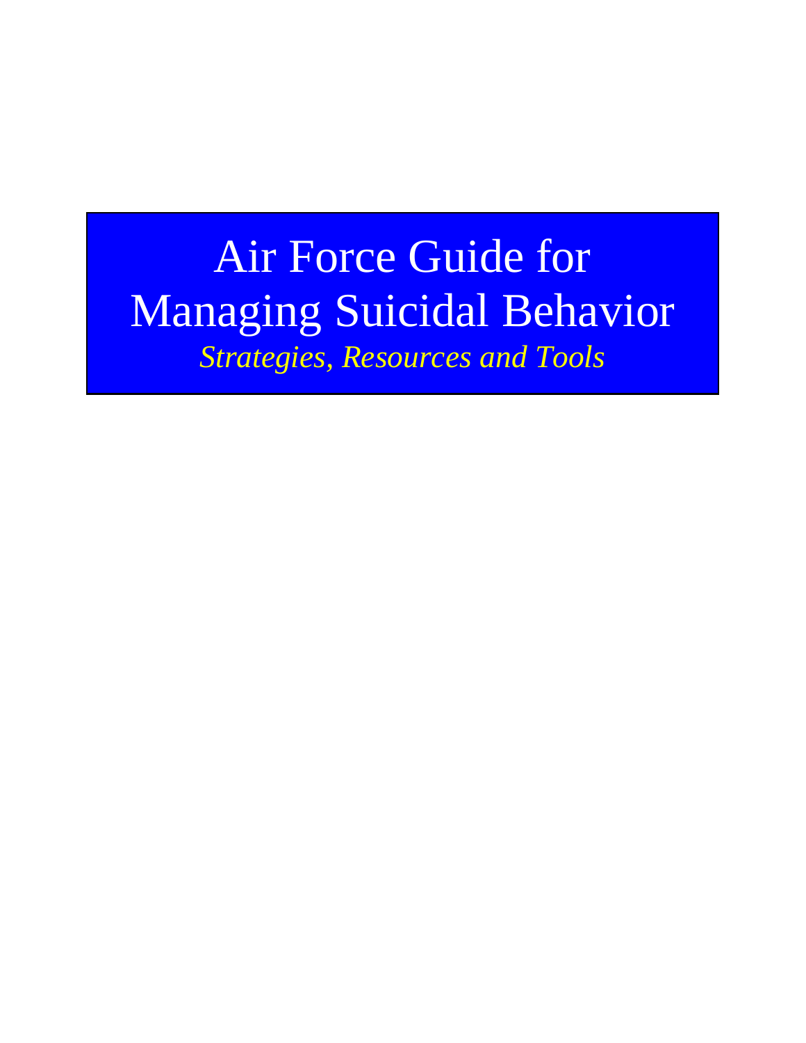# Air Force Guide for Managing Suicidal Behavior

*Strategies, Resources and Tools*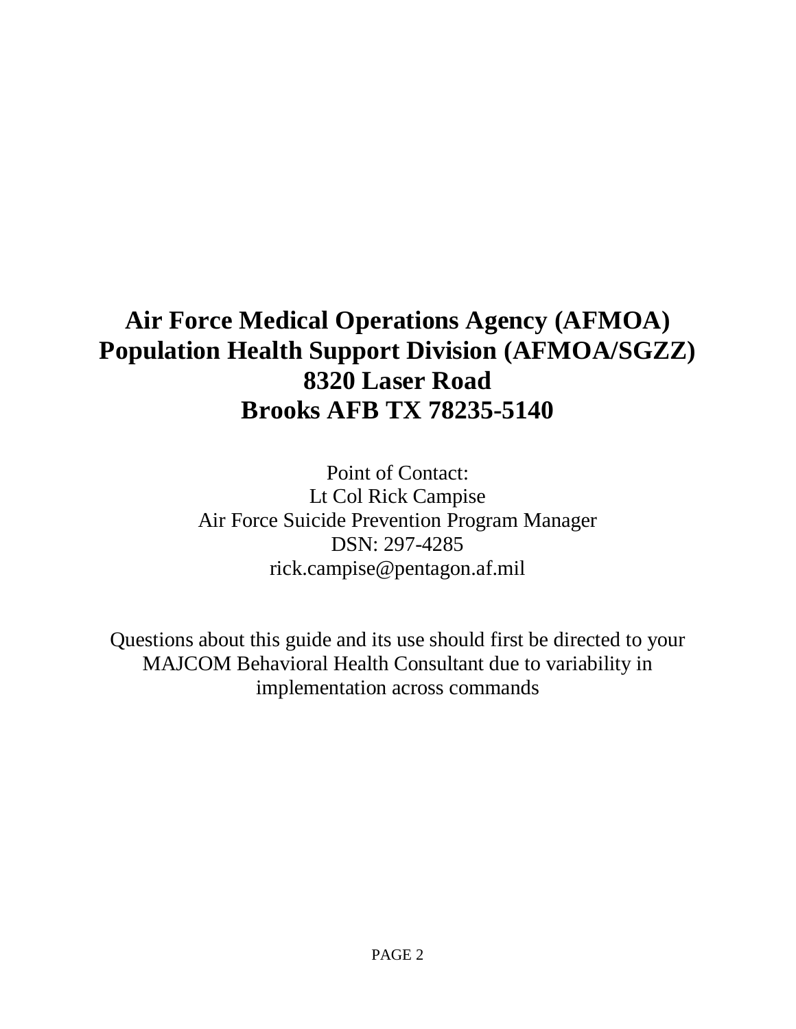**Air Force Medical Operations Agency (AFMOA)**
**Population Health Support Division (AFMOA/SGZZ)**
**8320 Laser Road**
**Brooks AFB TX 78235-5140**

Point of Contact:
Lt Col Rick Campise
Air Force Suicide Prevention Program Manager
DSN: 297-4285
rick.campise@pentagon.af.mil

Questions about this guide and its use should first be directed to your MAJCOM Behavioral Health Consultant due to variability in implementation across commands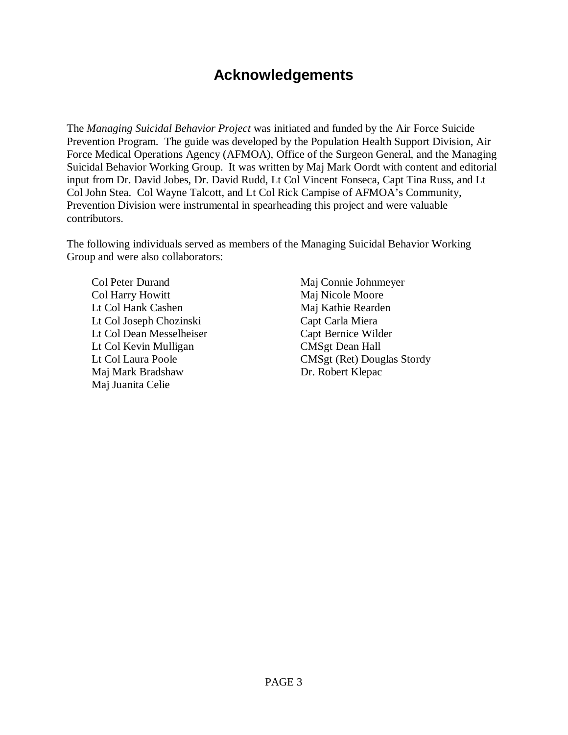# Acknowledgements

The *Managing Suicidal Behavior Project* was initiated and funded by the Air Force Suicide Prevention Program. The guide was developed by the Population Health Support Division, Air Force Medical Operations Agency (AFMOA), Office of the Surgeon General, and the Managing Suicidal Behavior Working Group. It was written by Maj Mark Oordt with content and editorial input from Dr. David Jobes, Dr. David Rudd, Lt Col Vincent Fonseca, Capt Tina Russ, and Lt Col John Stea. Col Wayne Talcott, and Lt Col Rick Campise of AFMOA's Community, Prevention Division were instrumental in spearheading this project and were valuable contributors.

The following individuals served as members of the Managing Suicidal Behavior Working Group and were also collaborators:

Col Peter Durand
Col Harry Howitt
Lt Col Hank Cashen
Lt Col Joseph Chozinski
Lt Col Dean Messelheiser
Lt Col Kevin Mulligan
Lt Col Laura Poole
Maj Mark Bradshaw
Maj Juanita Celie
Maj Connie Johnmeyer
Maj Nicole Moore
Maj Kathie Rearden
Capt Carla Miera
Capt Bernice Wilder
CMSgt Dean Hall
CMSgt (Ret) Douglas Stordy
Dr. Robert Klepac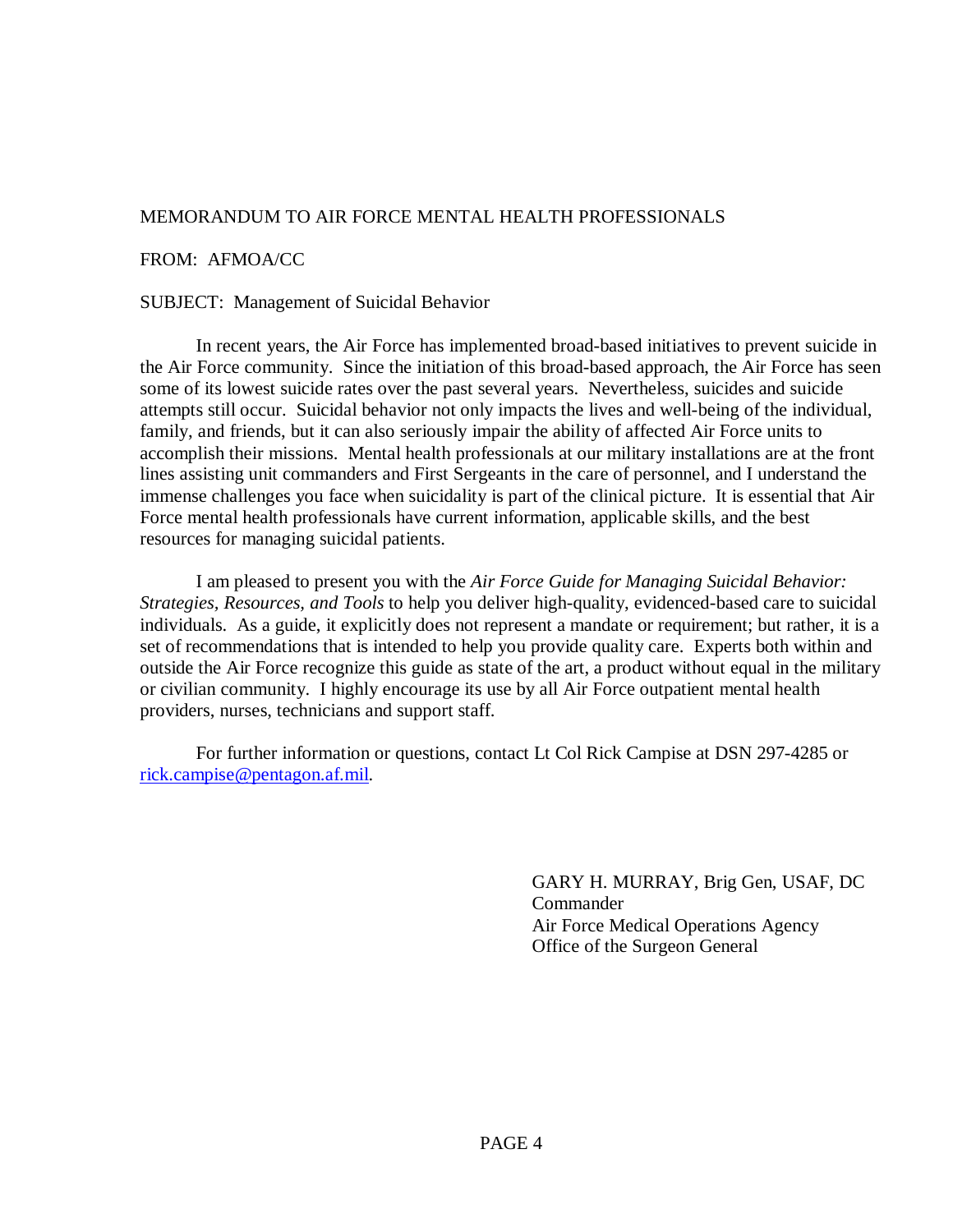MEMORANDUM TO AIR FORCE MENTAL HEALTH PROFESSIONALS

FROM: AFMOA/CC

SUBJECT: Management of Suicidal Behavior

In recent years, the Air Force has implemented broad-based initiatives to prevent suicide in the Air Force community. Since the initiation of this broad-based approach, the Air Force has seen some of its lowest suicide rates over the past several years. Nevertheless, suicides and suicide attempts still occur. Suicidal behavior not only impacts the lives and well-being of the individual, family, and friends, but it can also seriously impair the ability of affected Air Force units to accomplish their missions. Mental health professionals at our military installations are at the front lines assisting unit commanders and First Sergeants in the care of personnel, and I understand the immense challenges you face when suicidality is part of the clinical picture. It is essential that Air Force mental health professionals have current information, applicable skills, and the best resources for managing suicidal patients.

I am pleased to present you with the *Air Force Guide for Managing Suicidal Behavior: Strategies, Resources, and Tools* to help you deliver high-quality, evidenced-based care to suicidal individuals. As a guide, it explicitly does not represent a mandate or requirement; but rather, it is a set of recommendations that is intended to help you provide quality care. Experts both within and outside the Air Force recognize this guide as state of the art, a product without equal in the military or civilian community. I highly encourage its use by all Air Force outpatient mental health providers, nurses, technicians and support staff.

For further information or questions, contact Lt Col Rick Campise at DSN 297-4285 or rick.campise@pentagon.af.mil.

GARY H. MURRAY, Brig Gen, USAF, DC
Commander
Air Force Medical Operations Agency
Office of the Surgeon General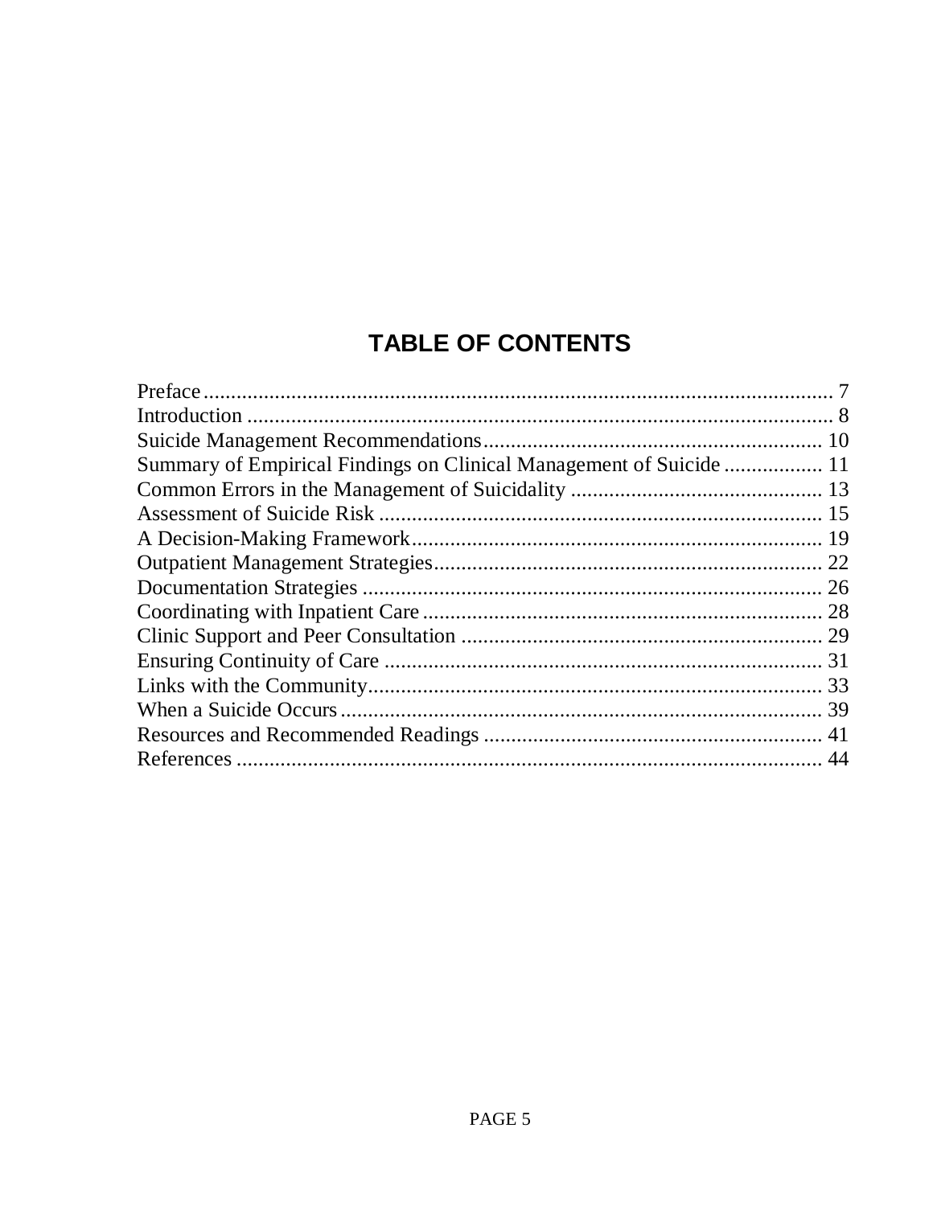# TABLE OF CONTENTS

Preface .................................................................................................... 7
Introduction ............................................................................................ 8
Suicide Management Recommendations ............................................................. 10
Summary of Empirical Findings on Clinical Management of Suicide .................. 11
Common Errors in the Management of Suicidality ............................................. 13
Assessment of Suicide Risk ................................................................................ 15
A Decision-Making Framework ........................................................................... 19
Outpatient Management Strategies ...................................................................... 22
Documentation Strategies .................................................................................... 26
Coordinating with Inpatient Care ......................................................................... 28
Clinic Support and Peer Consultation .................................................................. 29
Ensuring Continuity of Care ................................................................................ 31
Links with the Community ................................................................................... 33
When a Suicide Occurs ........................................................................................ 39
Resources and Recommended Readings .............................................................. 41
References ........................................................................................................... 44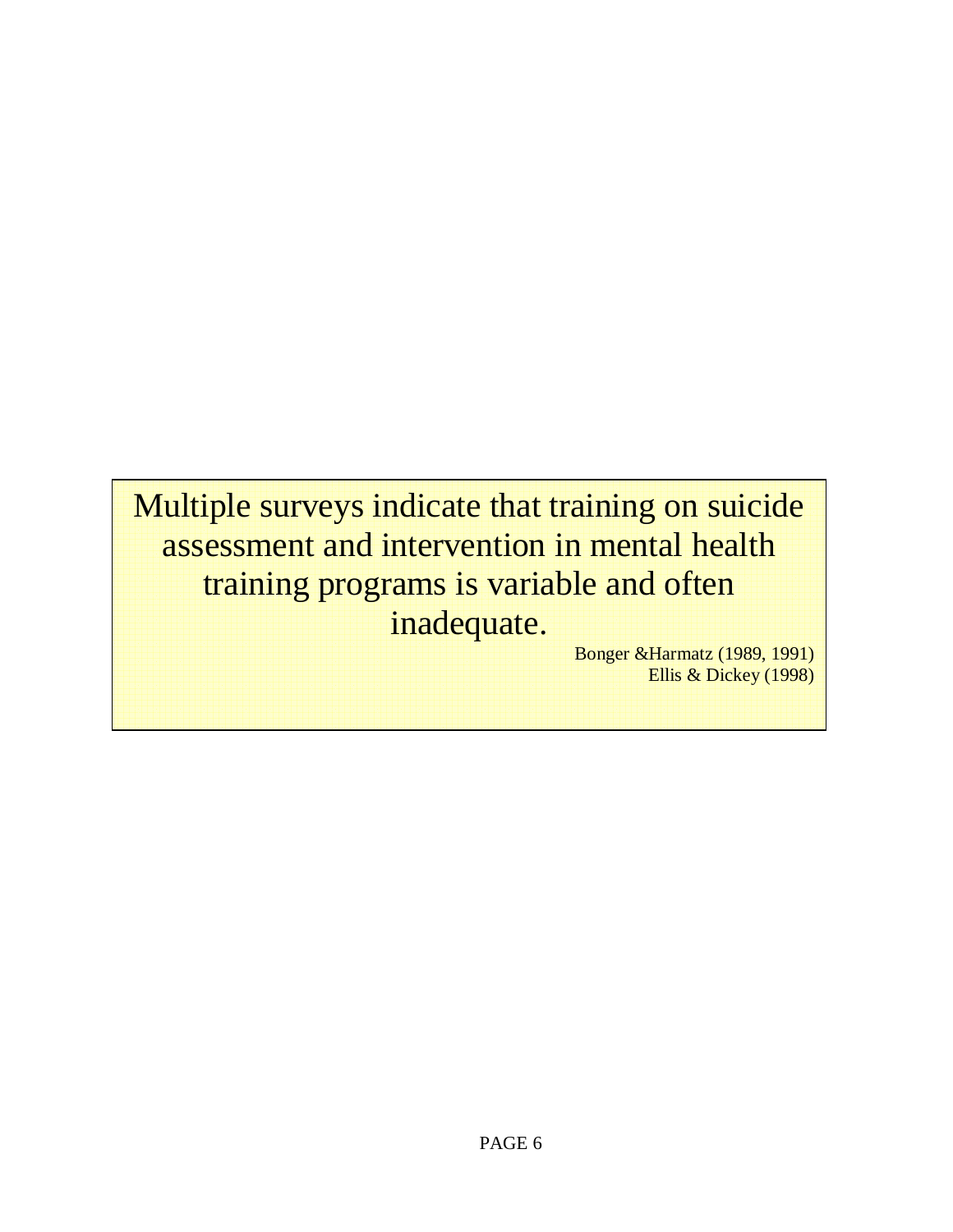Multiple surveys indicate that training on suicide assessment and intervention in mental health training programs is variable and often inadequate.

Bonger &Harmatz (1989, 1991)
Ellis & Dickey (1998)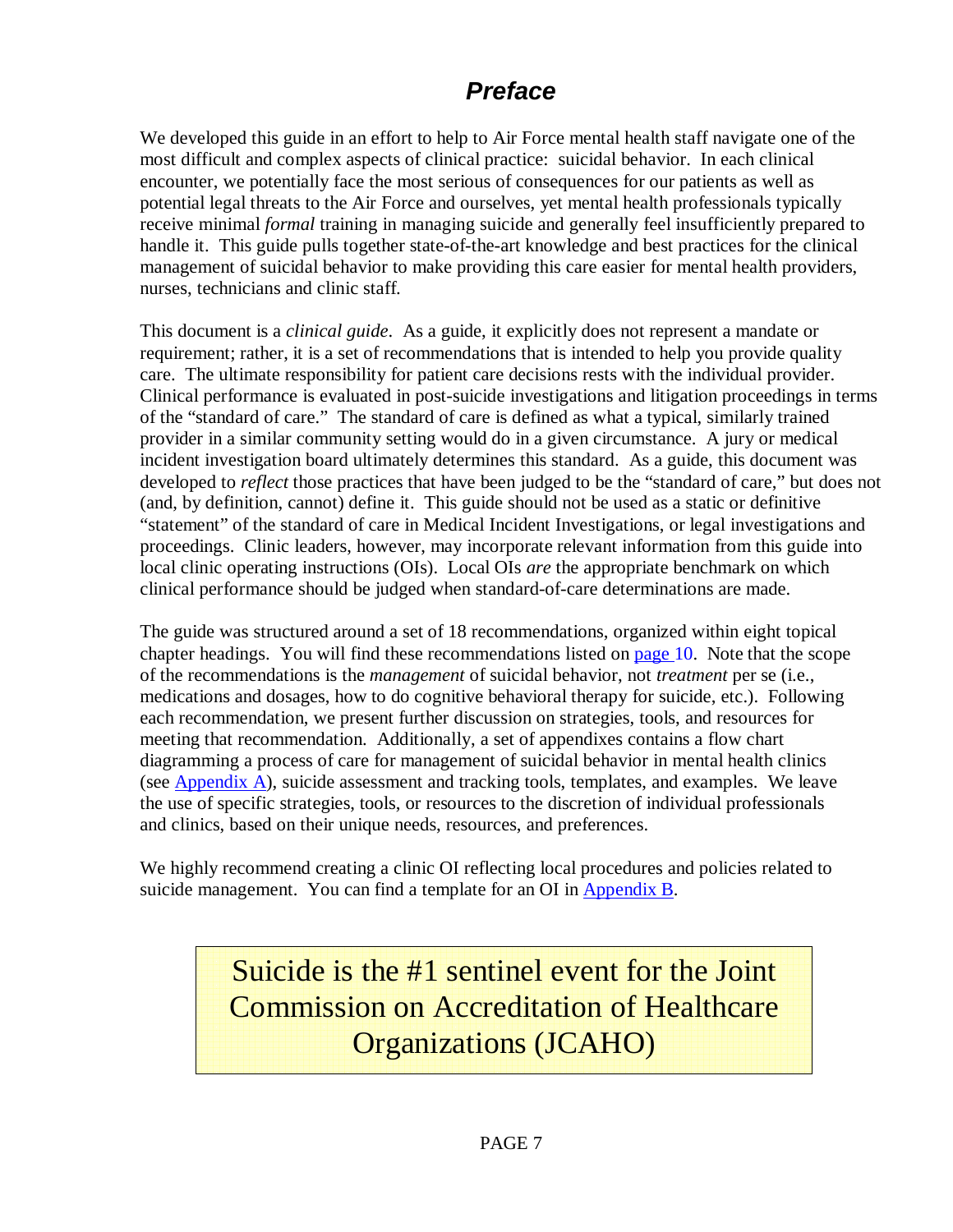# *Preface*

We developed this guide in an effort to help to Air Force mental health staff navigate one of the most difficult and complex aspects of clinical practice: suicidal behavior. In each clinical encounter, we potentially face the most serious of consequences for our patients as well as potential legal threats to the Air Force and ourselves, yet mental health professionals typically receive minimal *formal* training in managing suicide and generally feel insufficiently prepared to handle it. This guide pulls together state-of-the-art knowledge and best practices for the clinical management of suicidal behavior to make providing this care easier for mental health providers, nurses, technicians and clinic staff.

This document is a *clinical guide*. As a guide, it explicitly does not represent a mandate or requirement; rather, it is a set of recommendations that is intended to help you provide quality care. The ultimate responsibility for patient care decisions rests with the individual provider. Clinical performance is evaluated in post-suicide investigations and litigation proceedings in terms of the "standard of care." The standard of care is defined as what a typical, similarly trained provider in a similar community setting would do in a given circumstance. A jury or medical incident investigation board ultimately determines this standard. As a guide, this document was developed to *reflect* those practices that have been judged to be the "standard of care," but does not (and, by definition, cannot) define it. This guide should not be used as a static or definitive "statement" of the standard of care in Medical Incident Investigations, or legal investigations and proceedings. Clinic leaders, however, may incorporate relevant information from this guide into local clinic operating instructions (OIs). Local OIs *are* the appropriate benchmark on which clinical performance should be judged when standard-of-care determinations are made.

The guide was structured around a set of 18 recommendations, organized within eight topical chapter headings. You will find these recommendations listed on page 10. Note that the scope of the recommendations is the *management* of suicidal behavior, not *treatment* per se (i.e., medications and dosages, how to do cognitive behavioral therapy for suicide, etc.). Following each recommendation, we present further discussion on strategies, tools, and resources for meeting that recommendation. Additionally, a set of appendixes contains a flow chart diagramming a process of care for management of suicidal behavior in mental health clinics (see Appendix A), suicide assessment and tracking tools, templates, and examples. We leave the use of specific strategies, tools, or resources to the discretion of individual professionals and clinics, based on their unique needs, resources, and preferences.

We highly recommend creating a clinic OI reflecting local procedures and policies related to suicide management. You can find a template for an OI in Appendix B.

> Suicide is the #1 sentinel event for the Joint Commission on Accreditation of Healthcare Organizations (JCAHO)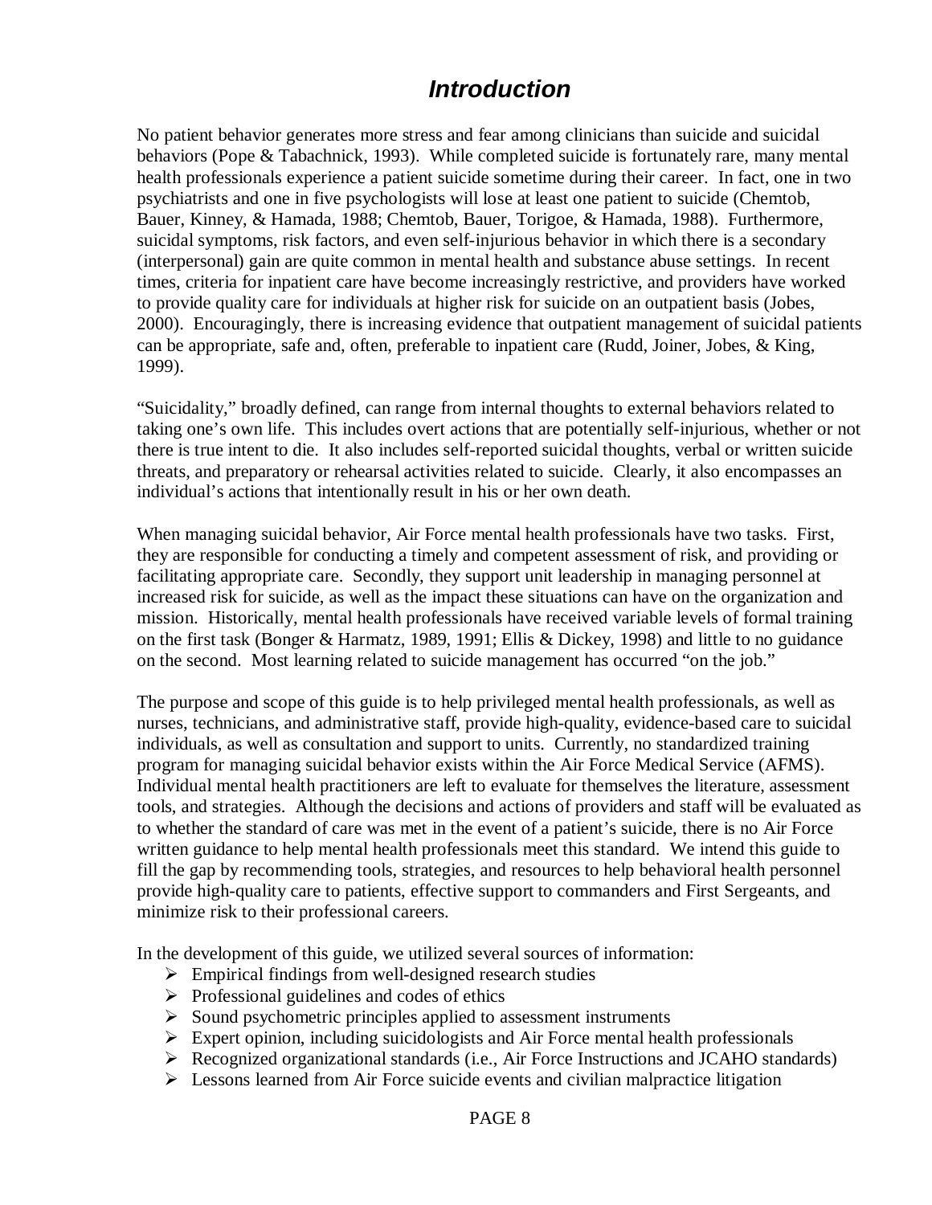# *Introduction*

No patient behavior generates more stress and fear among clinicians than suicide and suicidal behaviors (Pope & Tabachnick, 1993). While completed suicide is fortunately rare, many mental health professionals experience a patient suicide sometime during their career. In fact, one in two psychiatrists and one in five psychologists will lose at least one patient to suicide (Chemtob, Bauer, Kinney, & Hamada, 1988; Chemtob, Bauer, Torigoe, & Hamada, 1988). Furthermore, suicidal symptoms, risk factors, and even self-injurious behavior in which there is a secondary (interpersonal) gain are quite common in mental health and substance abuse settings. In recent times, criteria for inpatient care have become increasingly restrictive, and providers have worked to provide quality care for individuals at higher risk for suicide on an outpatient basis (Jobes, 2000). Encouragingly, there is increasing evidence that outpatient management of suicidal patients can be appropriate, safe and, often, preferable to inpatient care (Rudd, Joiner, Jobes, & King, 1999).

"Suicidality," broadly defined, can range from internal thoughts to external behaviors related to taking one's own life. This includes overt actions that are potentially self-injurious, whether or not there is true intent to die. It also includes self-reported suicidal thoughts, verbal or written suicide threats, and preparatory or rehearsal activities related to suicide. Clearly, it also encompasses an individual's actions that intentionally result in his or her own death.

When managing suicidal behavior, Air Force mental health professionals have two tasks. First, they are responsible for conducting a timely and competent assessment of risk, and providing or facilitating appropriate care. Secondly, they support unit leadership in managing personnel at increased risk for suicide, as well as the impact these situations can have on the organization and mission. Historically, mental health professionals have received variable levels of formal training on the first task (Bonger & Harmatz, 1989, 1991; Ellis & Dickey, 1998) and little to no guidance on the second. Most learning related to suicide management has occurred "on the job."

The purpose and scope of this guide is to help privileged mental health professionals, as well as nurses, technicians, and administrative staff, provide high-quality, evidence-based care to suicidal individuals, as well as consultation and support to units. Currently, no standardized training program for managing suicidal behavior exists within the Air Force Medical Service (AFMS). Individual mental health practitioners are left to evaluate for themselves the literature, assessment tools, and strategies. Although the decisions and actions of providers and staff will be evaluated as to whether the standard of care was met in the event of a patient's suicide, there is no Air Force written guidance to help mental health professionals meet this standard. We intend this guide to fill the gap by recommending tools, strategies, and resources to help behavioral health personnel provide high-quality care to patients, effective support to commanders and First Sergeants, and minimize risk to their professional careers.

In the development of this guide, we utilized several sources of information:

- Empirical findings from well-designed research studies
- Professional guidelines and codes of ethics
- Sound psychometric principles applied to assessment instruments
- Expert opinion, including suicidologists and Air Force mental health professionals
- Recognized organizational standards (i.e., Air Force Instructions and JCAHO standards)
- Lessons learned from Air Force suicide events and civilian malpractice litigation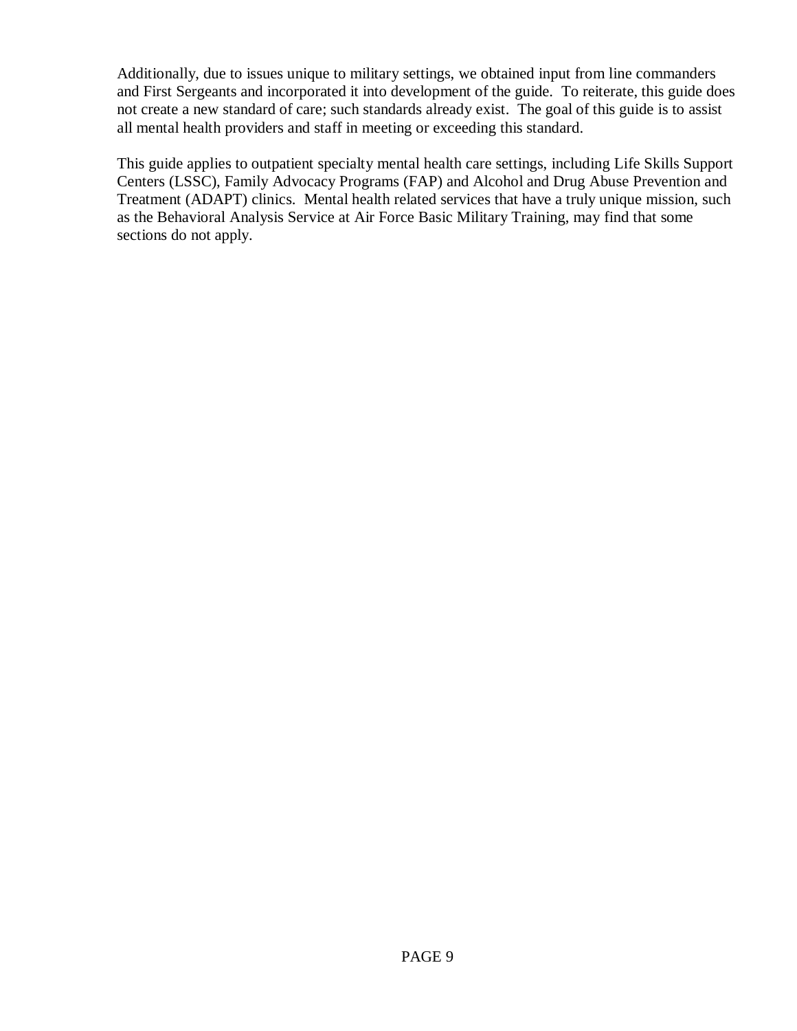Additionally, due to issues unique to military settings, we obtained input from line commanders and First Sergeants and incorporated it into development of the guide. To reiterate, this guide does not create a new standard of care; such standards already exist. The goal of this guide is to assist all mental health providers and staff in meeting or exceeding this standard.

This guide applies to outpatient specialty mental health care settings, including Life Skills Support Centers (LSSC), Family Advocacy Programs (FAP) and Alcohol and Drug Abuse Prevention and Treatment (ADAPT) clinics. Mental health related services that have a truly unique mission, such as the Behavioral Analysis Service at Air Force Basic Military Training, may find that some sections do not apply.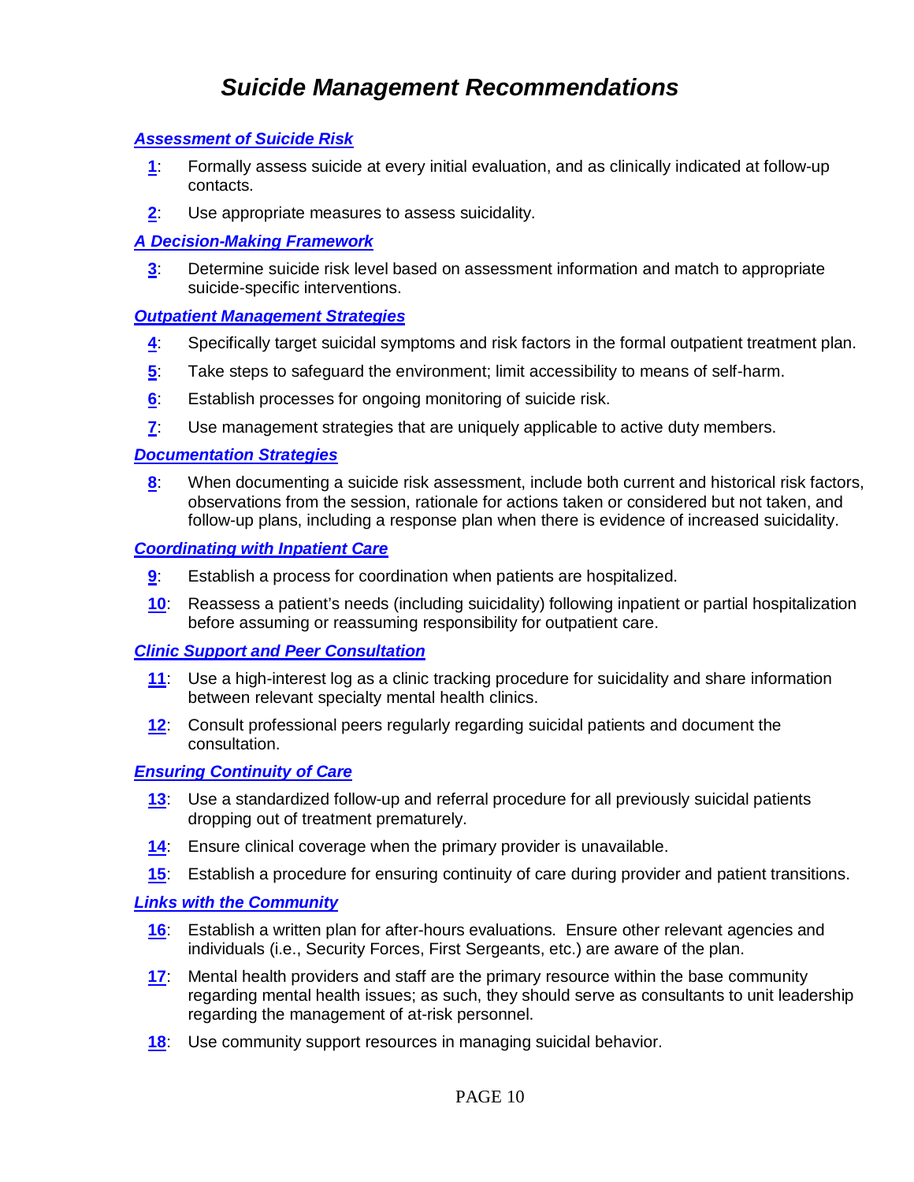# *Suicide Management Recommendations*

### ***Assessment of Suicide Risk***

- **1**: Formally assess suicide at every initial evaluation, and as clinically indicated at follow-up contacts.
- **2**: Use appropriate measures to assess suicidality.

### ***A Decision-Making Framework***

- **3**: Determine suicide risk level based on assessment information and match to appropriate suicide-specific interventions.

### ***Outpatient Management Strategies***

- **4**: Specifically target suicidal symptoms and risk factors in the formal outpatient treatment plan.
- **5**: Take steps to safeguard the environment; limit accessibility to means of self-harm.
- **6**: Establish processes for ongoing monitoring of suicide risk.
- **7**: Use management strategies that are uniquely applicable to active duty members.

### ***Documentation Strategies***

- **8**: When documenting a suicide risk assessment, include both current and historical risk factors, observations from the session, rationale for actions taken or considered but not taken, and follow-up plans, including a response plan when there is evidence of increased suicidality.

### ***Coordinating with Inpatient Care***

- **9**: Establish a process for coordination when patients are hospitalized.
- **10**: Reassess a patient's needs (including suicidality) following inpatient or partial hospitalization before assuming or reassuming responsibility for outpatient care.

### ***Clinic Support and Peer Consultation***

- **11**: Use a high-interest log as a clinic tracking procedure for suicidality and share information between relevant specialty mental health clinics.
- **12**: Consult professional peers regularly regarding suicidal patients and document the consultation.

### ***Ensuring Continuity of Care***

- **13**: Use a standardized follow-up and referral procedure for all previously suicidal patients dropping out of treatment prematurely.
- **14**: Ensure clinical coverage when the primary provider is unavailable.
- **15**: Establish a procedure for ensuring continuity of care during provider and patient transitions.

### ***Links with the Community***

- **16**: Establish a written plan for after-hours evaluations. Ensure other relevant agencies and individuals (i.e., Security Forces, First Sergeants, etc.) are aware of the plan.
- **17**: Mental health providers and staff are the primary resource within the base community regarding mental health issues; as such, they should serve as consultants to unit leadership regarding the management of at-risk personnel.
- **18**: Use community support resources in managing suicidal behavior.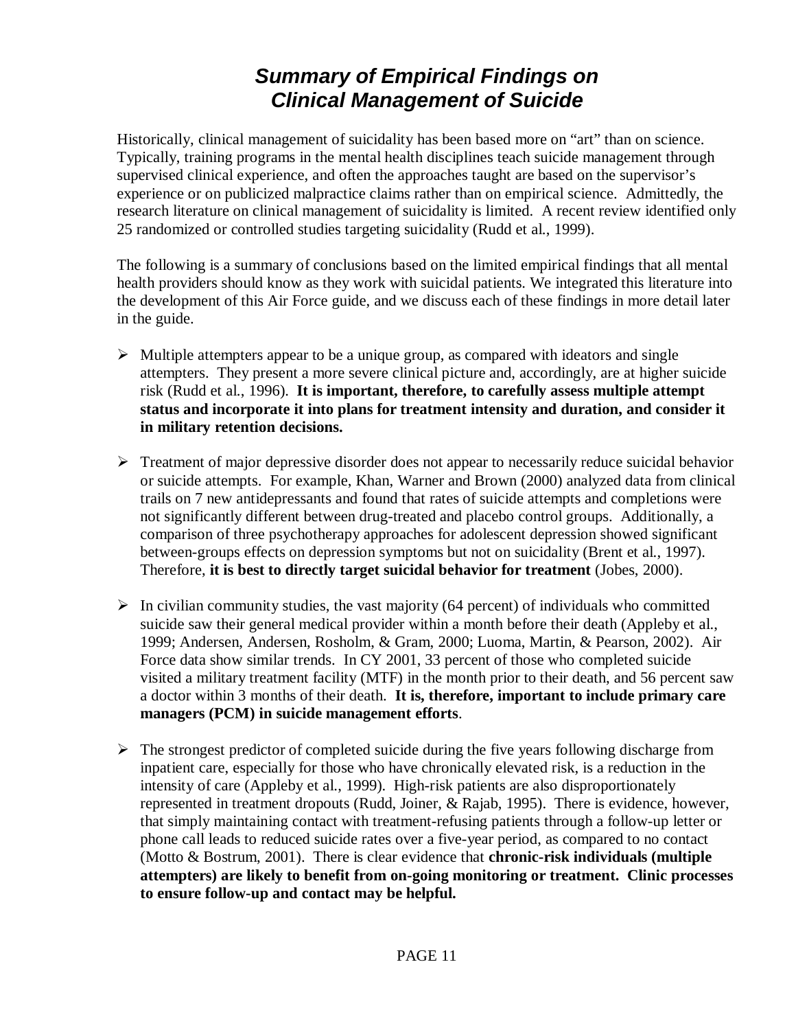# *Summary of Empirical Findings on Clinical Management of Suicide*

Historically, clinical management of suicidality has been based more on "art" than on science. Typically, training programs in the mental health disciplines teach suicide management through supervised clinical experience, and often the approaches taught are based on the supervisor's experience or on publicized malpractice claims rather than on empirical science. Admittedly, the research literature on clinical management of suicidality is limited. A recent review identified only 25 randomized or controlled studies targeting suicidality (Rudd et al., 1999).

The following is a summary of conclusions based on the limited empirical findings that all mental health providers should know as they work with suicidal patients. We integrated this literature into the development of this Air Force guide, and we discuss each of these findings in more detail later in the guide.

- Multiple attempters appear to be a unique group, as compared with ideators and single attempters. They present a more severe clinical picture and, accordingly, are at higher suicide risk (Rudd et al., 1996). **It is important, therefore, to carefully assess multiple attempt status and incorporate it into plans for treatment intensity and duration, and consider it in military retention decisions.**

- Treatment of major depressive disorder does not appear to necessarily reduce suicidal behavior or suicide attempts. For example, Khan, Warner and Brown (2000) analyzed data from clinical trails on 7 new antidepressants and found that rates of suicide attempts and completions were not significantly different between drug-treated and placebo control groups. Additionally, a comparison of three psychotherapy approaches for adolescent depression showed significant between-groups effects on depression symptoms but not on suicidality (Brent et al., 1997). Therefore, **it is best to directly target suicidal behavior for treatment** (Jobes, 2000).

- In civilian community studies, the vast majority (64 percent) of individuals who committed suicide saw their general medical provider within a month before their death (Appleby et al., 1999; Andersen, Andersen, Rosholm, & Gram, 2000; Luoma, Martin, & Pearson, 2002). Air Force data show similar trends. In CY 2001, 33 percent of those who completed suicide visited a military treatment facility (MTF) in the month prior to their death, and 56 percent saw a doctor within 3 months of their death. **It is, therefore, important to include primary care managers (PCM) in suicide management efforts**.

- The strongest predictor of completed suicide during the five years following discharge from inpatient care, especially for those who have chronically elevated risk, is a reduction in the intensity of care (Appleby et al., 1999). High-risk patients are also disproportionately represented in treatment dropouts (Rudd, Joiner, & Rajab, 1995). There is evidence, however, that simply maintaining contact with treatment-refusing patients through a follow-up letter or phone call leads to reduced suicide rates over a five-year period, as compared to no contact (Motto & Bostrum, 2001). There is clear evidence that **chronic-risk individuals (multiple attempters) are likely to benefit from on-going monitoring or treatment. Clinic processes to ensure follow-up and contact may be helpful.**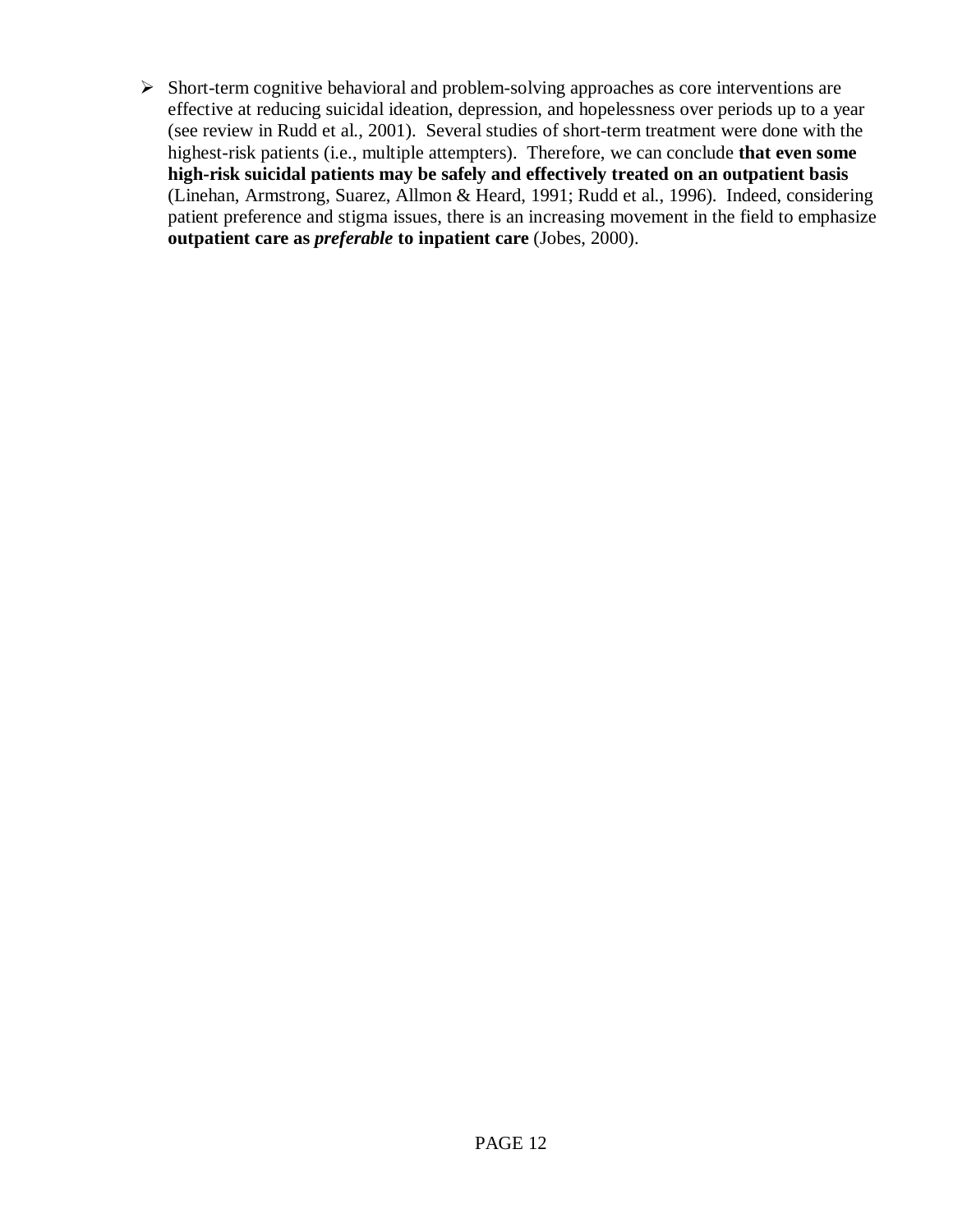- Short-term cognitive behavioral and problem-solving approaches as core interventions are effective at reducing suicidal ideation, depression, and hopelessness over periods up to a year (see review in Rudd et al., 2001). Several studies of short-term treatment were done with the highest-risk patients (i.e., multiple attempters). Therefore, we can conclude **that even some high-risk suicidal patients may be safely and effectively treated on an outpatient basis** (Linehan, Armstrong, Suarez, Allmon & Heard, 1991; Rudd et al., 1996). Indeed, considering patient preference and stigma issues, there is an increasing movement in the field to emphasize **outpatient care as *preferable* to inpatient care** (Jobes, 2000).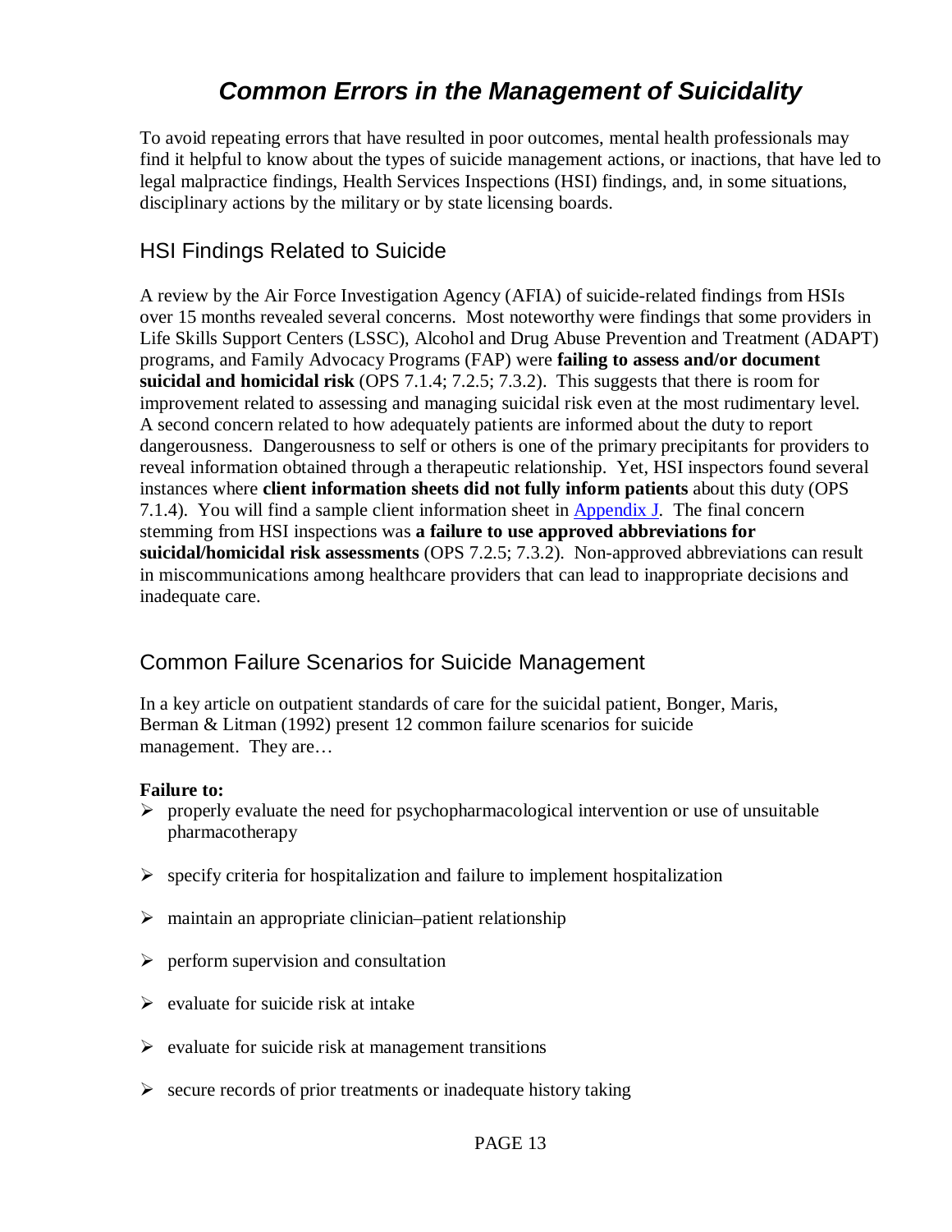# *Common Errors in the Management of Suicidality*

To avoid repeating errors that have resulted in poor outcomes, mental health professionals may find it helpful to know about the types of suicide management actions, or inactions, that have led to legal malpractice findings, Health Services Inspections (HSI) findings, and, in some situations, disciplinary actions by the military or by state licensing boards.

## HSI Findings Related to Suicide

A review by the Air Force Investigation Agency (AFIA) of suicide-related findings from HSIs over 15 months revealed several concerns. Most noteworthy were findings that some providers in Life Skills Support Centers (LSSC), Alcohol and Drug Abuse Prevention and Treatment (ADAPT) programs, and Family Advocacy Programs (FAP) were **failing to assess and/or document suicidal and homicidal risk** (OPS 7.1.4; 7.2.5; 7.3.2). This suggests that there is room for improvement related to assessing and managing suicidal risk even at the most rudimentary level. A second concern related to how adequately patients are informed about the duty to report dangerousness. Dangerousness to self or others is one of the primary precipitants for providers to reveal information obtained through a therapeutic relationship. Yet, HSI inspectors found several instances where **client information sheets did not fully inform patients** about this duty (OPS 7.1.4). You will find a sample client information sheet in Appendix J. The final concern stemming from HSI inspections was **a failure to use approved abbreviations for suicidal/homicidal risk assessments** (OPS 7.2.5; 7.3.2). Non-approved abbreviations can result in miscommunications among healthcare providers that can lead to inappropriate decisions and inadequate care.

## Common Failure Scenarios for Suicide Management

In a key article on outpatient standards of care for the suicidal patient, Bonger, Maris, Berman & Litman (1992) present 12 common failure scenarios for suicide management. They are…

**Failure to:**

- properly evaluate the need for psychopharmacological intervention or use of unsuitable pharmacotherapy
- specify criteria for hospitalization and failure to implement hospitalization
- maintain an appropriate clinician–patient relationship
- perform supervision and consultation
- evaluate for suicide risk at intake
- evaluate for suicide risk at management transitions
- secure records of prior treatments or inadequate history taking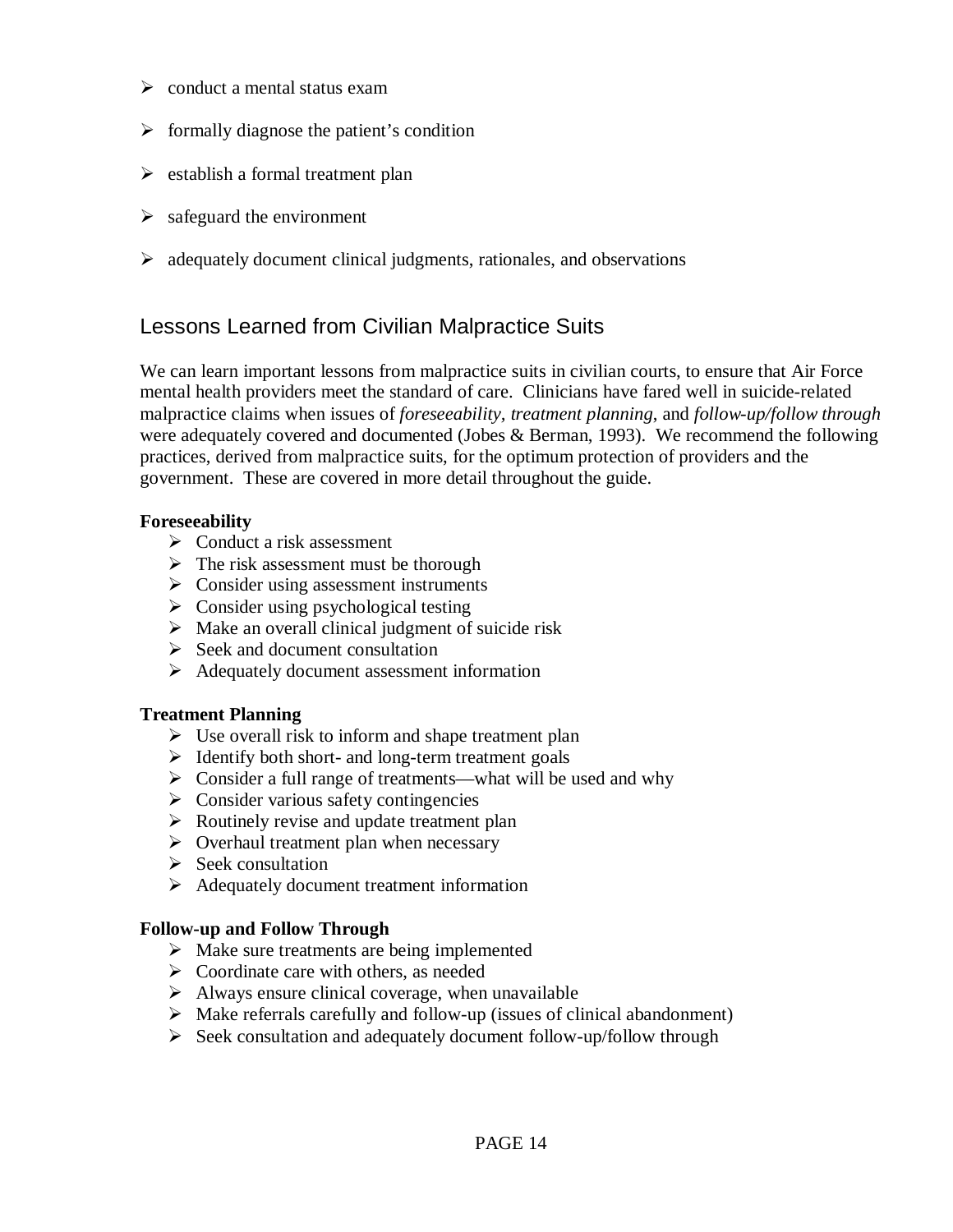- conduct a mental status exam
- formally diagnose the patient's condition
- establish a formal treatment plan
- safeguard the environment
- adequately document clinical judgments, rationales, and observations

## Lessons Learned from Civilian Malpractice Suits

We can learn important lessons from malpractice suits in civilian courts, to ensure that Air Force mental health providers meet the standard of care. Clinicians have fared well in suicide-related malpractice claims when issues of *foreseeability*, *treatment planning*, and *follow-up/follow through* were adequately covered and documented (Jobes & Berman, 1993). We recommend the following practices, derived from malpractice suits, for the optimum protection of providers and the government. These are covered in more detail throughout the guide.

**Foreseeability**

- Conduct a risk assessment
- The risk assessment must be thorough
- Consider using assessment instruments
- Consider using psychological testing
- Make an overall clinical judgment of suicide risk
- Seek and document consultation
- Adequately document assessment information

**Treatment Planning**

- Use overall risk to inform and shape treatment plan
- Identify both short- and long-term treatment goals
- Consider a full range of treatments—what will be used and why
- Consider various safety contingencies
- Routinely revise and update treatment plan
- Overhaul treatment plan when necessary
- Seek consultation
- Adequately document treatment information

**Follow-up and Follow Through**

- Make sure treatments are being implemented
- Coordinate care with others, as needed
- Always ensure clinical coverage, when unavailable
- Make referrals carefully and follow-up (issues of clinical abandonment)
- Seek consultation and adequately document follow-up/follow through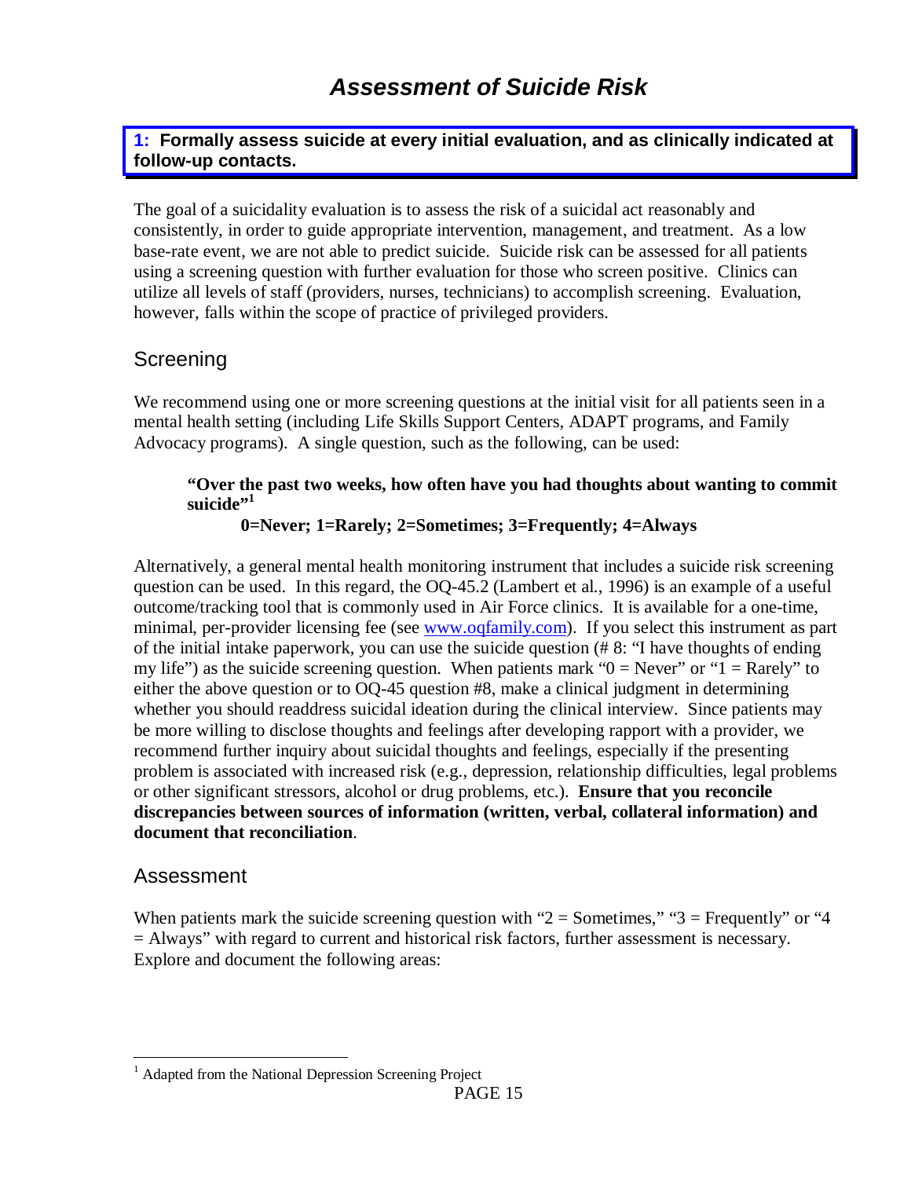# Assessment of Suicide Risk

**1: Formally assess suicide at every initial evaluation, and as clinically indicated at follow-up contacts.**

The goal of a suicidality evaluation is to assess the risk of a suicidal act reasonably and consistently, in order to guide appropriate intervention, management, and treatment. As a low base-rate event, we are not able to predict suicide. Suicide risk can be assessed for all patients using a screening question with further evaluation for those who screen positive. Clinics can utilize all levels of staff (providers, nurses, technicians) to accomplish screening. Evaluation, however, falls within the scope of practice of privileged providers.

## Screening

We recommend using one or more screening questions at the initial visit for all patients seen in a mental health setting (including Life Skills Support Centers, ADAPT programs, and Family Advocacy programs). A single question, such as the following, can be used:

> **"Over the past two weeks, how often have you had thoughts about wanting to commit suicide"[1]**
>
> **0=Never; 1=Rarely; 2=Sometimes; 3=Frequently; 4=Always**

Alternatively, a general mental health monitoring instrument that includes a suicide risk screening question can be used. In this regard, the OQ-45.2 (Lambert et al., 1996) is an example of a useful outcome/tracking tool that is commonly used in Air Force clinics. It is available for a one-time, minimal, per-provider licensing fee (see www.oqfamily.com). If you select this instrument as part of the initial intake paperwork, you can use the suicide question (# 8: "I have thoughts of ending my life") as the suicide screening question. When patients mark "0 = Never" or "1 = Rarely" to either the above question or to OQ-45 question #8, make a clinical judgment in determining whether you should readdress suicidal ideation during the clinical interview. Since patients may be more willing to disclose thoughts and feelings after developing rapport with a provider, we recommend further inquiry about suicidal thoughts and feelings, especially if the presenting problem is associated with increased risk (e.g., depression, relationship difficulties, legal problems or other significant stressors, alcohol or drug problems, etc.). **Ensure that you reconcile discrepancies between sources of information (written, verbal, collateral information) and document that reconciliation**.

## Assessment

When patients mark the suicide screening question with "2 = Sometimes," "3 = Frequently" or "4 = Always" with regard to current and historical risk factors, further assessment is necessary. Explore and document the following areas:

---

[1] Adapted from the National Depression Screening Project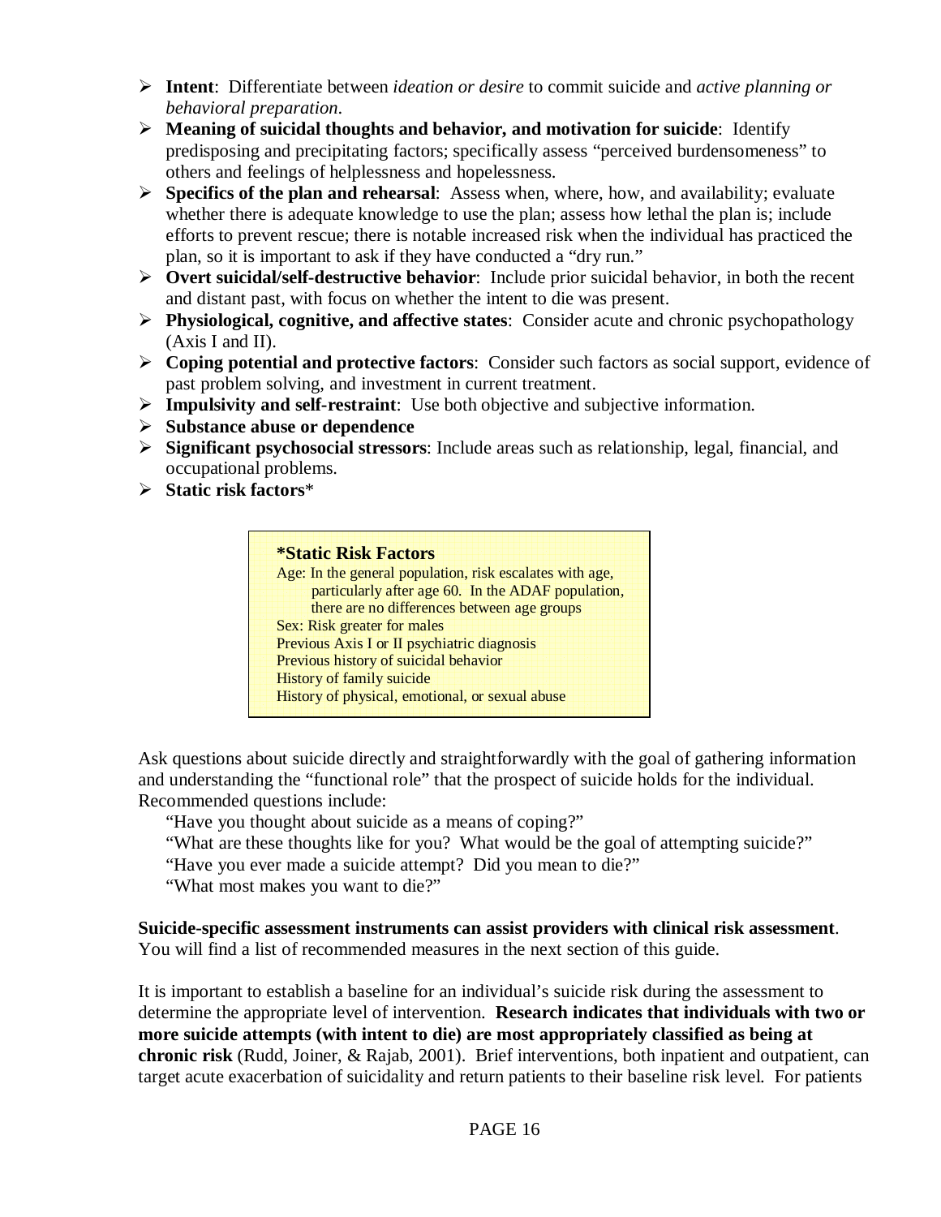- **Intent**: Differentiate between *ideation or desire* to commit suicide and *active planning or behavioral preparation*.
- **Meaning of suicidal thoughts and behavior, and motivation for suicide**: Identify predisposing and precipitating factors; specifically assess "perceived burdensomeness" to others and feelings of helplessness and hopelessness.
- **Specifics of the plan and rehearsal**: Assess when, where, how, and availability; evaluate whether there is adequate knowledge to use the plan; assess how lethal the plan is; include efforts to prevent rescue; there is notable increased risk when the individual has practiced the plan, so it is important to ask if they have conducted a "dry run."
- **Overt suicidal/self-destructive behavior**: Include prior suicidal behavior, in both the recent and distant past, with focus on whether the intent to die was present.
- **Physiological, cognitive, and affective states**: Consider acute and chronic psychopathology (Axis I and II).
- **Coping potential and protective factors**: Consider such factors as social support, evidence of past problem solving, and investment in current treatment.
- **Impulsivity and self-restraint**: Use both objective and subjective information.
- **Substance abuse or dependence**
- **Significant psychosocial stressors**: Include areas such as relationship, legal, financial, and occupational problems.
- **Static risk factors***

> **\*Static Risk Factors**
> Age: In the general population, risk escalates with age, particularly after age 60. In the ADAF population, there are no differences between age groups
> Sex: Risk greater for males
> Previous Axis I or II psychiatric diagnosis
> Previous history of suicidal behavior
> History of family suicide
> History of physical, emotional, or sexual abuse

Ask questions about suicide directly and straightforwardly with the goal of gathering information and understanding the "functional role" that the prospect of suicide holds for the individual. Recommended questions include:

"Have you thought about suicide as a means of coping?"
"What are these thoughts like for you? What would be the goal of attempting suicide?"
"Have you ever made a suicide attempt? Did you mean to die?"
"What most makes you want to die?"

**Suicide-specific assessment instruments can assist providers with clinical risk assessment**. You will find a list of recommended measures in the next section of this guide.

It is important to establish a baseline for an individual's suicide risk during the assessment to determine the appropriate level of intervention. **Research indicates that individuals with two or more suicide attempts (with intent to die) are most appropriately classified as being at chronic risk** (Rudd, Joiner, & Rajab, 2001). Brief interventions, both inpatient and outpatient, can target acute exacerbation of suicidality and return patients to their baseline risk level. For patients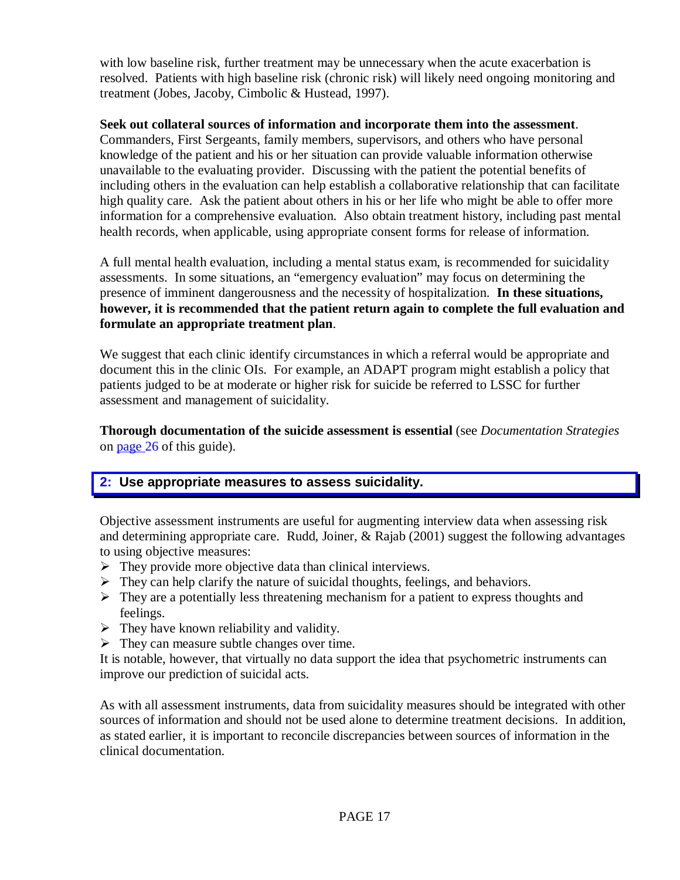with low baseline risk, further treatment may be unnecessary when the acute exacerbation is resolved. Patients with high baseline risk (chronic risk) will likely need ongoing monitoring and treatment (Jobes, Jacoby, Cimbolic & Hustead, 1997).

**Seek out collateral sources of information and incorporate them into the assessment**. Commanders, First Sergeants, family members, supervisors, and others who have personal knowledge of the patient and his or her situation can provide valuable information otherwise unavailable to the evaluating provider. Discussing with the patient the potential benefits of including others in the evaluation can help establish a collaborative relationship that can facilitate high quality care. Ask the patient about others in his or her life who might be able to offer more information for a comprehensive evaluation. Also obtain treatment history, including past mental health records, when applicable, using appropriate consent forms for release of information.

A full mental health evaluation, including a mental status exam, is recommended for suicidality assessments. In some situations, an "emergency evaluation" may focus on determining the presence of imminent dangerousness and the necessity of hospitalization. **In these situations, however, it is recommended that the patient return again to complete the full evaluation and formulate an appropriate treatment plan**.

We suggest that each clinic identify circumstances in which a referral would be appropriate and document this in the clinic OIs. For example, an ADAPT program might establish a policy that patients judged to be at moderate or higher risk for suicide be referred to LSSC for further assessment and management of suicidality.

**Thorough documentation of the suicide assessment is essential** (see *Documentation Strategies* on page 26 of this guide).

## 2: Use appropriate measures to assess suicidality.

Objective assessment instruments are useful for augmenting interview data when assessing risk and determining appropriate care. Rudd, Joiner, & Rajab (2001) suggest the following advantages to using objective measures:

- They provide more objective data than clinical interviews.
- They can help clarify the nature of suicidal thoughts, feelings, and behaviors.
- They are a potentially less threatening mechanism for a patient to express thoughts and feelings.
- They have known reliability and validity.
- They can measure subtle changes over time.

It is notable, however, that virtually no data support the idea that psychometric instruments can improve our prediction of suicidal acts.

As with all assessment instruments, data from suicidality measures should be integrated with other sources of information and should not be used alone to determine treatment decisions. In addition, as stated earlier, it is important to reconcile discrepancies between sources of information in the clinical documentation.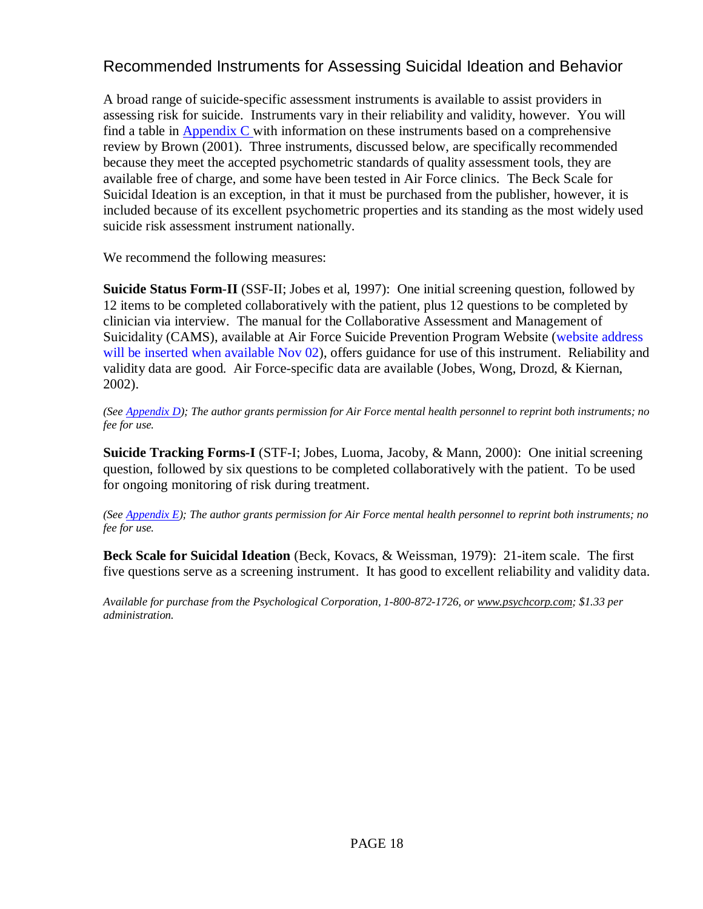## Recommended Instruments for Assessing Suicidal Ideation and Behavior

A broad range of suicide-specific assessment instruments is available to assist providers in assessing risk for suicide. Instruments vary in their reliability and validity, however. You will find a table in Appendix C with information on these instruments based on a comprehensive review by Brown (2001). Three instruments, discussed below, are specifically recommended because they meet the accepted psychometric standards of quality assessment tools, they are available free of charge, and some have been tested in Air Force clinics. The Beck Scale for Suicidal Ideation is an exception, in that it must be purchased from the publisher, however, it is included because of its excellent psychometric properties and its standing as the most widely used suicide risk assessment instrument nationally.

We recommend the following measures:

**Suicide Status Form-II** (SSF-II; Jobes et al, 1997): One initial screening question, followed by 12 items to be completed collaboratively with the patient, plus 12 questions to be completed by clinician via interview. The manual for the Collaborative Assessment and Management of Suicidality (CAMS), available at Air Force Suicide Prevention Program Website (website address will be inserted when available Nov 02), offers guidance for use of this instrument. Reliability and validity data are good. Air Force-specific data are available (Jobes, Wong, Drozd, & Kiernan, 2002).

*(See Appendix D); The author grants permission for Air Force mental health personnel to reprint both instruments; no fee for use.*

**Suicide Tracking Forms-I** (STF-I; Jobes, Luoma, Jacoby, & Mann, 2000): One initial screening question, followed by six questions to be completed collaboratively with the patient. To be used for ongoing monitoring of risk during treatment.

*(See Appendix E); The author grants permission for Air Force mental health personnel to reprint both instruments; no fee for use.*

**Beck Scale for Suicidal Ideation** (Beck, Kovacs, & Weissman, 1979): 21-item scale. The first five questions serve as a screening instrument. It has good to excellent reliability and validity data.

*Available for purchase from the Psychological Corporation, 1-800-872-1726, or www.psychcorp.com; $1.33 per administration.*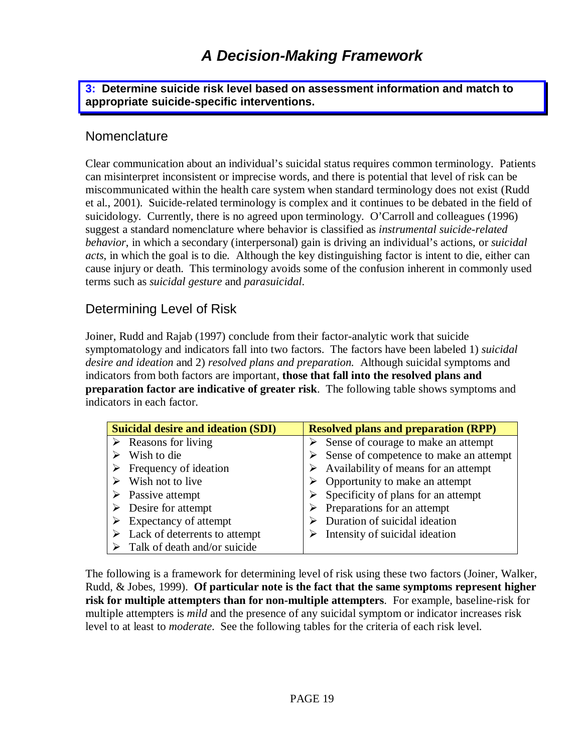# A Decision-Making Framework

**3: Determine suicide risk level based on assessment information and match to appropriate suicide-specific interventions.**

## Nomenclature

Clear communication about an individual's suicidal status requires common terminology. Patients can misinterpret inconsistent or imprecise words, and there is potential that level of risk can be miscommunicated within the health care system when standard terminology does not exist (Rudd et al., 2001). Suicide-related terminology is complex and it continues to be debated in the field of suicidology. Currently, there is no agreed upon terminology. O'Carroll and colleagues (1996) suggest a standard nomenclature where behavior is classified as *instrumental suicide-related behavior*, in which a secondary (interpersonal) gain is driving an individual's actions, or *suicidal acts*, in which the goal is to die. Although the key distinguishing factor is intent to die, either can cause injury or death. This terminology avoids some of the confusion inherent in commonly used terms such as *suicidal gesture* and *parasuicidal*.

## Determining Level of Risk

Joiner, Rudd and Rajab (1997) conclude from their factor-analytic work that suicide symptomatology and indicators fall into two factors. The factors have been labeled 1) *suicidal desire and ideation* and 2) *resolved plans and preparation.* Although suicidal symptoms and indicators from both factors are important, **those that fall into the resolved plans and preparation factor are indicative of greater risk**. The following table shows symptoms and indicators in each factor.

| Suicidal desire and ideation (SDI) | Resolved plans and preparation (RPP) |
|---|---|
| ➢ Reasons for living | ➢ Sense of courage to make an attempt |
| ➢ Wish to die | ➢ Sense of competence to make an attempt |
| ➢ Frequency of ideation | ➢ Availability of means for an attempt |
| ➢ Wish not to live | ➢ Opportunity to make an attempt |
| ➢ Passive attempt | ➢ Specificity of plans for an attempt |
| ➢ Desire for attempt | ➢ Preparations for an attempt |
| ➢ Expectancy of attempt | ➢ Duration of suicidal ideation |
| ➢ Lack of deterrents to attempt | ➢ Intensity of suicidal ideation |
| ➢ Talk of death and/or suicide | |

The following is a framework for determining level of risk using these two factors (Joiner, Walker, Rudd, & Jobes, 1999). **Of particular note is the fact that the same symptoms represent higher risk for multiple attempters than for non-multiple attempters**. For example, baseline-risk for multiple attempters is *mild* and the presence of any suicidal symptom or indicator increases risk level to at least to *moderate*. See the following tables for the criteria of each risk level.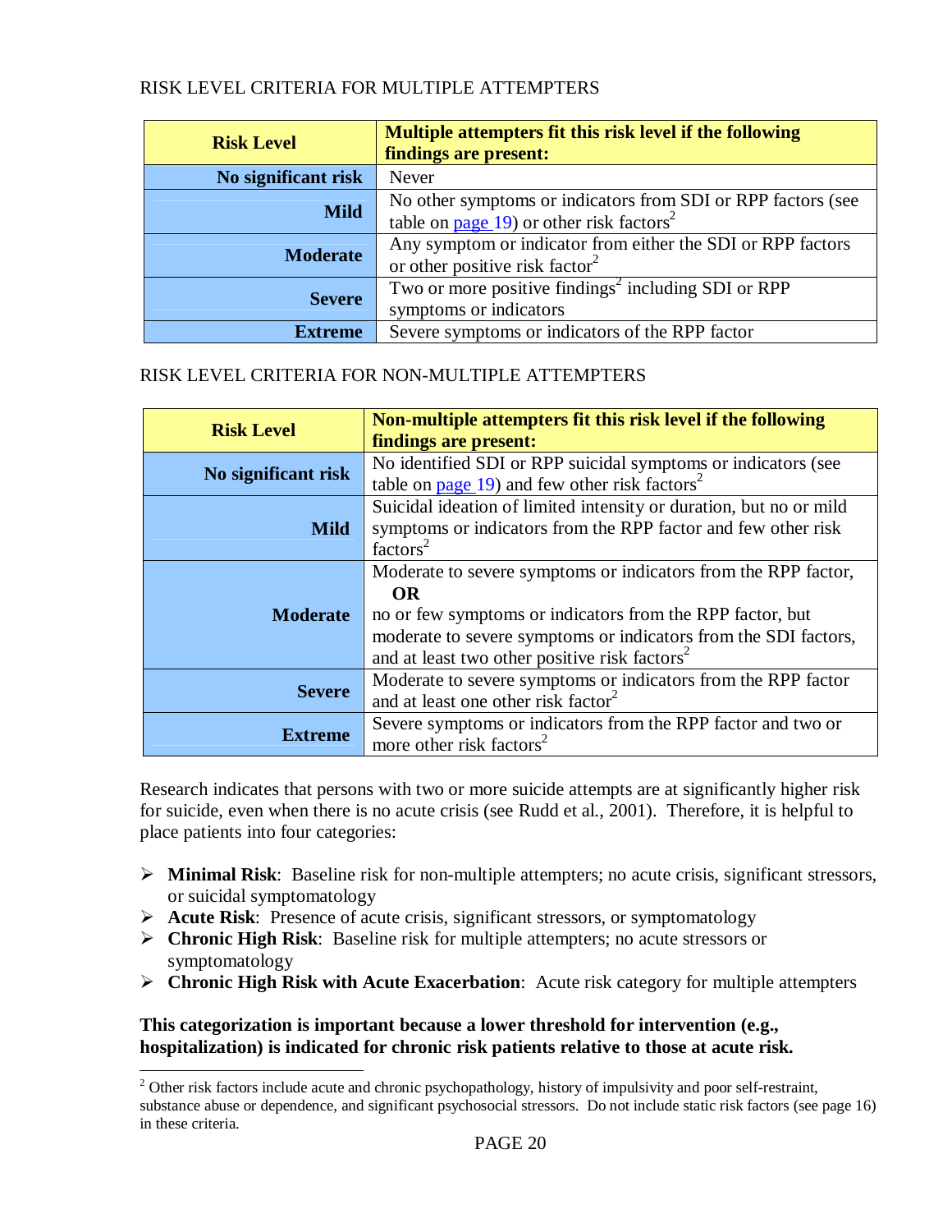RISK LEVEL CRITERIA FOR MULTIPLE ATTEMPTERS

| Risk Level | Multiple attempters fit this risk level if the following findings are present: |
|---|---|
| **No significant risk** | Never |
| **Mild** | No other symptoms or indicators from SDI or RPP factors (see table on page 19) or other risk factors[2] |
| **Moderate** | Any symptom or indicator from either the SDI or RPP factors or other positive risk factor[2] |
| **Severe** | Two or more positive findings[2] including SDI or RPP symptoms or indicators |
| **Extreme** | Severe symptoms or indicators of the RPP factor |

RISK LEVEL CRITERIA FOR NON-MULTIPLE ATTEMPTERS

| Risk Level | Non-multiple attempters fit this risk level if the following findings are present: |
|---|---|
| **No significant risk** | No identified SDI or RPP suicidal symptoms or indicators (see table on page 19) and few other risk factors[2] |
| **Mild** | Suicidal ideation of limited intensity or duration, but no or mild symptoms or indicators from the RPP factor and few other risk factors[2] |
| **Moderate** | Moderate to severe symptoms or indicators from the RPP factor, **OR** no or few symptoms or indicators from the RPP factor, but moderate to severe symptoms or indicators from the SDI factors, and at least two other positive risk factors[2] |
| **Severe** | Moderate to severe symptoms or indicators from the RPP factor and at least one other risk factor[2] |
| **Extreme** | Severe symptoms or indicators from the RPP factor and two or more other risk factors[2] |

Research indicates that persons with two or more suicide attempts are at significantly higher risk for suicide, even when there is no acute crisis (see Rudd et al., 2001). Therefore, it is helpful to place patients into four categories:

- **Minimal Risk**: Baseline risk for non-multiple attempters; no acute crisis, significant stressors, or suicidal symptomatology
- **Acute Risk**: Presence of acute crisis, significant stressors, or symptomatology
- **Chronic High Risk**: Baseline risk for multiple attempters; no acute stressors or symptomatology
- **Chronic High Risk with Acute Exacerbation**: Acute risk category for multiple attempters

**This categorization is important because a lower threshold for intervention (e.g., hospitalization) is indicated for chronic risk patients relative to those at acute risk.**

---

[2] Other risk factors include acute and chronic psychopathology, history of impulsivity and poor self-restraint, substance abuse or dependence, and significant psychosocial stressors. Do not include static risk factors (see page 16) in these criteria.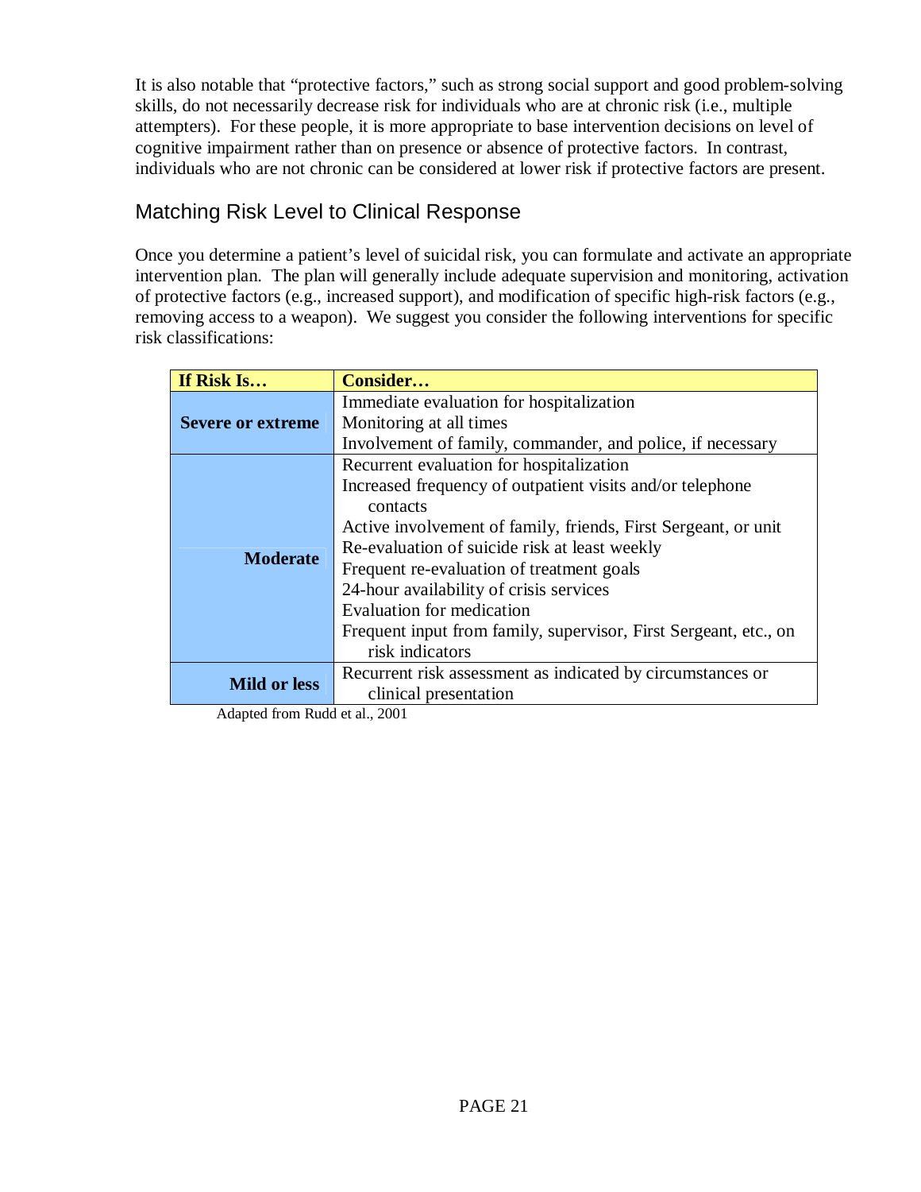It is also notable that "protective factors," such as strong social support and good problem-solving skills, do not necessarily decrease risk for individuals who are at chronic risk (i.e., multiple attempters). For these people, it is more appropriate to base intervention decisions on level of cognitive impairment rather than on presence or absence of protective factors. In contrast, individuals who are not chronic can be considered at lower risk if protective factors are present.

## Matching Risk Level to Clinical Response

Once you determine a patient's level of suicidal risk, you can formulate and activate an appropriate intervention plan. The plan will generally include adequate supervision and monitoring, activation of protective factors (e.g., increased support), and modification of specific high-risk factors (e.g., removing access to a weapon). We suggest you consider the following interventions for specific risk classifications:

| If Risk Is… | Consider… |
|---|---|
| **Severe or extreme** | Immediate evaluation for hospitalization<br>Monitoring at all times<br>Involvement of family, commander, and police, if necessary |
| **Moderate** | Recurrent evaluation for hospitalization<br>Increased frequency of outpatient visits and/or telephone contacts<br>Active involvement of family, friends, First Sergeant, or unit<br>Re-evaluation of suicide risk at least weekly<br>Frequent re-evaluation of treatment goals<br>24-hour availability of crisis services<br>Evaluation for medication<br>Frequent input from family, supervisor, First Sergeant, etc., on risk indicators |
| **Mild or less** | Recurrent risk assessment as indicated by circumstances or clinical presentation |

Adapted from Rudd et al., 2001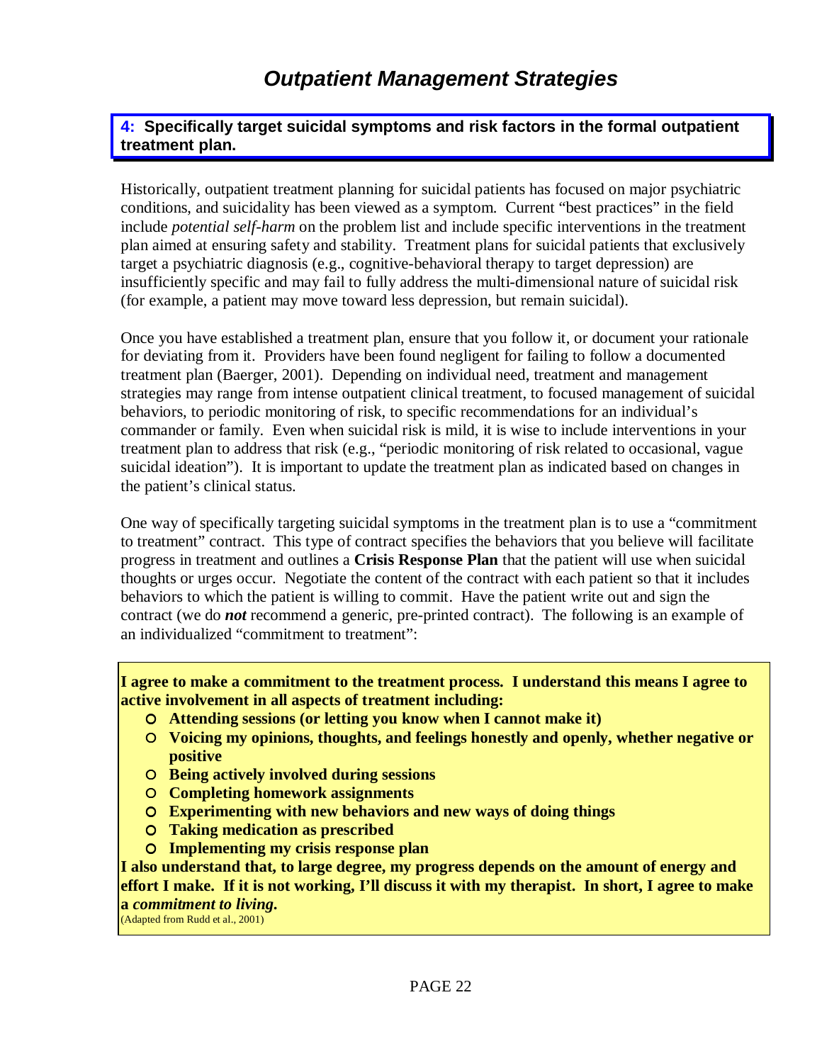# *Outpatient Management Strategies*

**4: Specifically target suicidal symptoms and risk factors in the formal outpatient treatment plan.**

Historically, outpatient treatment planning for suicidal patients has focused on major psychiatric conditions, and suicidality has been viewed as a symptom. Current "best practices" in the field include *potential self-harm* on the problem list and include specific interventions in the treatment plan aimed at ensuring safety and stability. Treatment plans for suicidal patients that exclusively target a psychiatric diagnosis (e.g., cognitive-behavioral therapy to target depression) are insufficiently specific and may fail to fully address the multi-dimensional nature of suicidal risk (for example, a patient may move toward less depression, but remain suicidal).

Once you have established a treatment plan, ensure that you follow it, or document your rationale for deviating from it. Providers have been found negligent for failing to follow a documented treatment plan (Baerger, 2001). Depending on individual need, treatment and management strategies may range from intense outpatient clinical treatment, to focused management of suicidal behaviors, to periodic monitoring of risk, to specific recommendations for an individual's commander or family. Even when suicidal risk is mild, it is wise to include interventions in your treatment plan to address that risk (e.g., "periodic monitoring of risk related to occasional, vague suicidal ideation"). It is important to update the treatment plan as indicated based on changes in the patient's clinical status.

One way of specifically targeting suicidal symptoms in the treatment plan is to use a "commitment to treatment" contract. This type of contract specifies the behaviors that you believe will facilitate progress in treatment and outlines a **Crisis Response Plan** that the patient will use when suicidal thoughts or urges occur. Negotiate the content of the contract with each patient so that it includes behaviors to which the patient is willing to commit. Have the patient write out and sign the contract (we do ***not*** recommend a generic, pre-printed contract). The following is an example of an individualized "commitment to treatment":

> **I agree to make a commitment to the treatment process. I understand this means I agree to active involvement in all aspects of treatment including:**
>
> - **Attending sessions (or letting you know when I cannot make it)**
> - **Voicing my opinions, thoughts, and feelings honestly and openly, whether negative or positive**
> - **Being actively involved during sessions**
> - **Completing homework assignments**
> - **Experimenting with new behaviors and new ways of doing things**
> - **Taking medication as prescribed**
> - **Implementing my crisis response plan**
>
> **I also understand that, to large degree, my progress depends on the amount of energy and effort I make. If it is not working, I'll discuss it with my therapist. In short, I agree to make a *commitment to living.***
>
> (Adapted from Rudd et al., 2001)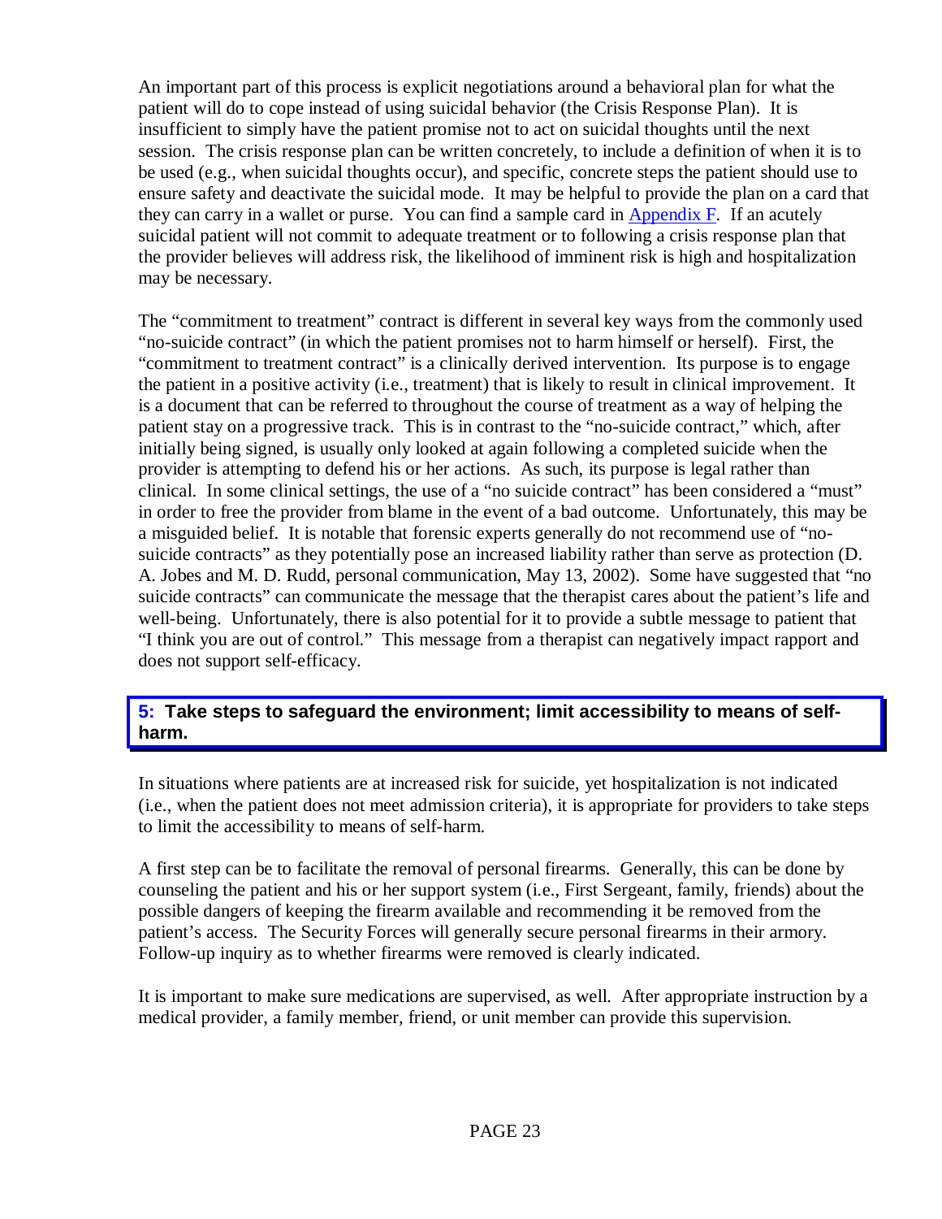An important part of this process is explicit negotiations around a behavioral plan for what the patient will do to cope instead of using suicidal behavior (the Crisis Response Plan). It is insufficient to simply have the patient promise not to act on suicidal thoughts until the next session. The crisis response plan can be written concretely, to include a definition of when it is to be used (e.g., when suicidal thoughts occur), and specific, concrete steps the patient should use to ensure safety and deactivate the suicidal mode. It may be helpful to provide the plan on a card that they can carry in a wallet or purse. You can find a sample card in Appendix F. If an acutely suicidal patient will not commit to adequate treatment or to following a crisis response plan that the provider believes will address risk, the likelihood of imminent risk is high and hospitalization may be necessary.

The "commitment to treatment" contract is different in several key ways from the commonly used "no-suicide contract" (in which the patient promises not to harm himself or herself). First, the "commitment to treatment contract" is a clinically derived intervention. Its purpose is to engage the patient in a positive activity (i.e., treatment) that is likely to result in clinical improvement. It is a document that can be referred to throughout the course of treatment as a way of helping the patient stay on a progressive track. This is in contrast to the "no-suicide contract," which, after initially being signed, is usually only looked at again following a completed suicide when the provider is attempting to defend his or her actions. As such, its purpose is legal rather than clinical. In some clinical settings, the use of a "no suicide contract" has been considered a "must" in order to free the provider from blame in the event of a bad outcome. Unfortunately, this may be a misguided belief. It is notable that forensic experts generally do not recommend use of "no-suicide contracts" as they potentially pose an increased liability rather than serve as protection (D. A. Jobes and M. D. Rudd, personal communication, May 13, 2002). Some have suggested that "no suicide contracts" can communicate the message that the therapist cares about the patient's life and well-being. Unfortunately, there is also potential for it to provide a subtle message to patient that "I think you are out of control." This message from a therapist can negatively impact rapport and does not support self-efficacy.

### 5: Take steps to safeguard the environment; limit accessibility to means of self-harm.

In situations where patients are at increased risk for suicide, yet hospitalization is not indicated (i.e., when the patient does not meet admission criteria), it is appropriate for providers to take steps to limit the accessibility to means of self-harm.

A first step can be to facilitate the removal of personal firearms. Generally, this can be done by counseling the patient and his or her support system (i.e., First Sergeant, family, friends) about the possible dangers of keeping the firearm available and recommending it be removed from the patient's access. The Security Forces will generally secure personal firearms in their armory. Follow-up inquiry as to whether firearms were removed is clearly indicated.

It is important to make sure medications are supervised, as well. After appropriate instruction by a medical provider, a family member, friend, or unit member can provide this supervision.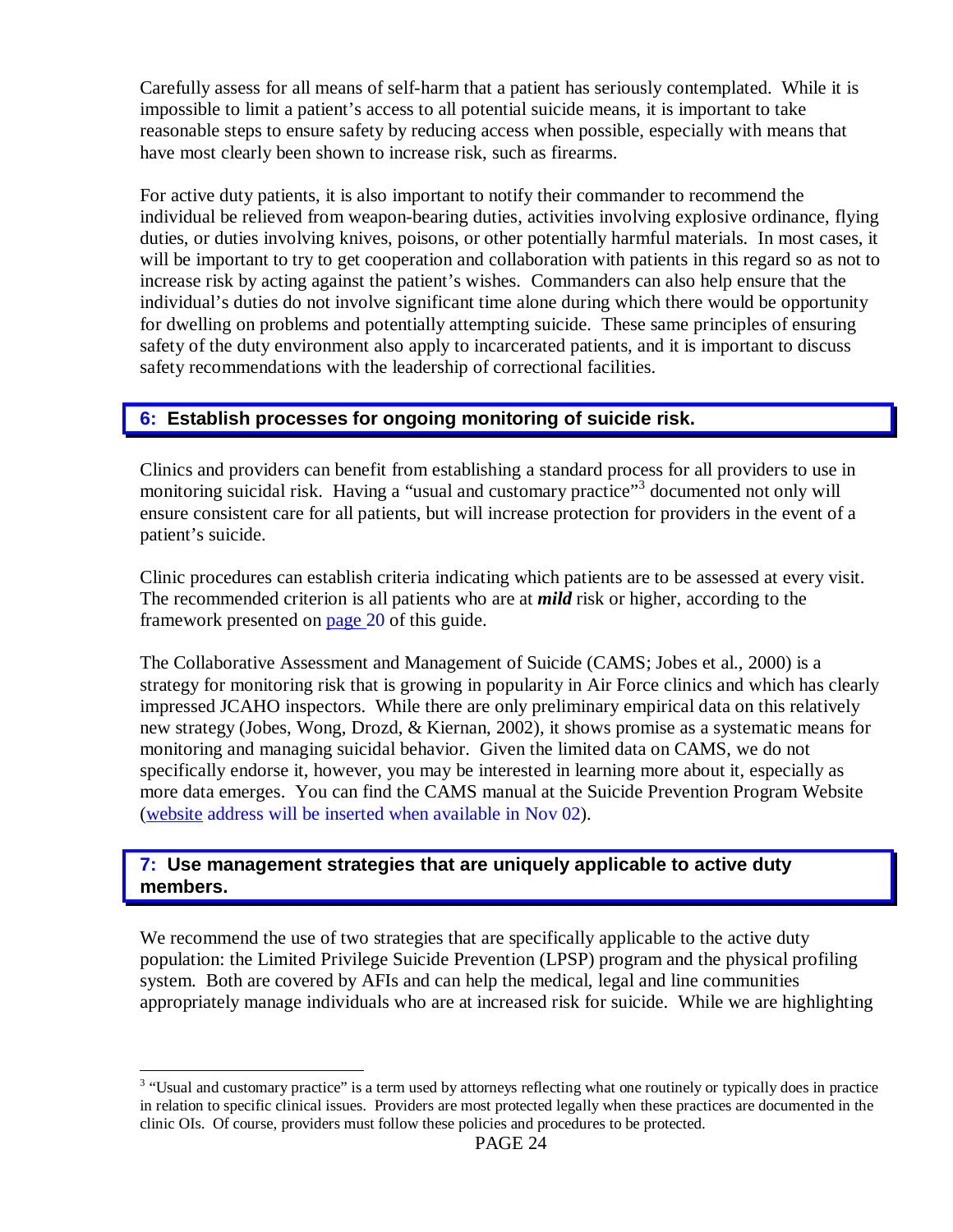Carefully assess for all means of self-harm that a patient has seriously contemplated. While it is impossible to limit a patient's access to all potential suicide means, it is important to take reasonable steps to ensure safety by reducing access when possible, especially with means that have most clearly been shown to increase risk, such as firearms.

For active duty patients, it is also important to notify their commander to recommend the individual be relieved from weapon-bearing duties, activities involving explosive ordinance, flying duties, or duties involving knives, poisons, or other potentially harmful materials. In most cases, it will be important to try to get cooperation and collaboration with patients in this regard so as not to increase risk by acting against the patient's wishes. Commanders can also help ensure that the individual's duties do not involve significant time alone during which there would be opportunity for dwelling on problems and potentially attempting suicide. These same principles of ensuring safety of the duty environment also apply to incarcerated patients, and it is important to discuss safety recommendations with the leadership of correctional facilities.

## 6: Establish processes for ongoing monitoring of suicide risk.

Clinics and providers can benefit from establishing a standard process for all providers to use in monitoring suicidal risk. Having a "usual and customary practice"[3] documented not only will ensure consistent care for all patients, but will increase protection for providers in the event of a patient's suicide.

Clinic procedures can establish criteria indicating which patients are to be assessed at every visit. The recommended criterion is all patients who are at ***mild*** risk or higher, according to the framework presented on page 20 of this guide.

The Collaborative Assessment and Management of Suicide (CAMS; Jobes et al., 2000) is a strategy for monitoring risk that is growing in popularity in Air Force clinics and which has clearly impressed JCAHO inspectors. While there are only preliminary empirical data on this relatively new strategy (Jobes, Wong, Drozd, & Kiernan, 2002), it shows promise as a systematic means for monitoring and managing suicidal behavior. Given the limited data on CAMS, we do not specifically endorse it, however, you may be interested in learning more about it, especially as more data emerges. You can find the CAMS manual at the Suicide Prevention Program Website (website address will be inserted when available in Nov 02).

## 7: Use management strategies that are uniquely applicable to active duty members.

We recommend the use of two strategies that are specifically applicable to the active duty population: the Limited Privilege Suicide Prevention (LPSP) program and the physical profiling system. Both are covered by AFIs and can help the medical, legal and line communities appropriately manage individuals who are at increased risk for suicide. While we are highlighting

[3] "Usual and customary practice" is a term used by attorneys reflecting what one routinely or typically does in practice in relation to specific clinical issues. Providers are most protected legally when these practices are documented in the clinic OIs. Of course, providers must follow these policies and procedures to be protected.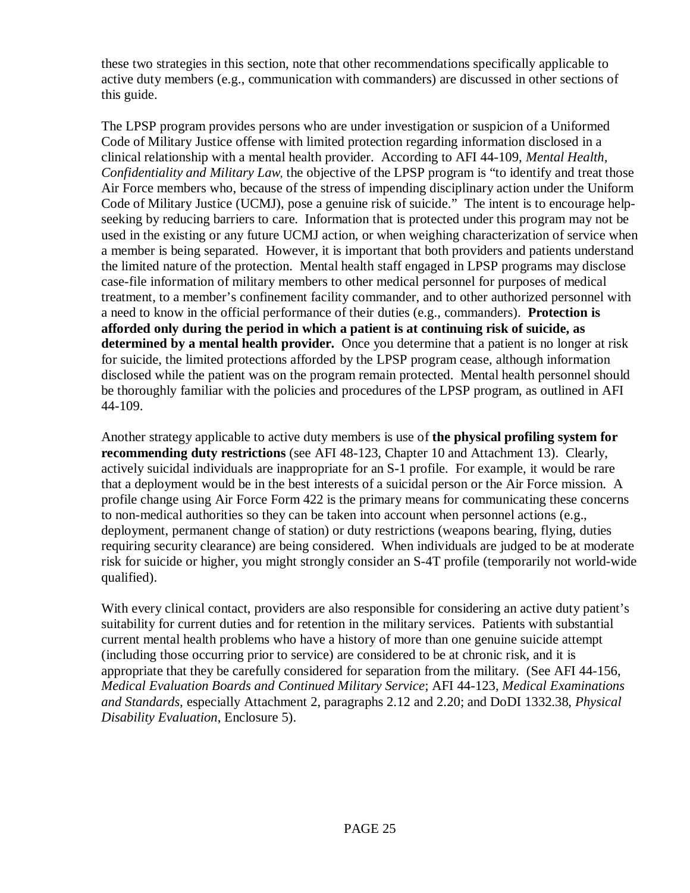these two strategies in this section, note that other recommendations specifically applicable to active duty members (e.g., communication with commanders) are discussed in other sections of this guide.

The LPSP program provides persons who are under investigation or suspicion of a Uniformed Code of Military Justice offense with limited protection regarding information disclosed in a clinical relationship with a mental health provider. According to AFI 44-109, *Mental Health, Confidentiality and Military Law*, the objective of the LPSP program is "to identify and treat those Air Force members who, because of the stress of impending disciplinary action under the Uniform Code of Military Justice (UCMJ), pose a genuine risk of suicide." The intent is to encourage help-seeking by reducing barriers to care. Information that is protected under this program may not be used in the existing or any future UCMJ action, or when weighing characterization of service when a member is being separated. However, it is important that both providers and patients understand the limited nature of the protection. Mental health staff engaged in LPSP programs may disclose case-file information of military members to other medical personnel for purposes of medical treatment, to a member's confinement facility commander, and to other authorized personnel with a need to know in the official performance of their duties (e.g., commanders). **Protection is afforded only during the period in which a patient is at continuing risk of suicide, as determined by a mental health provider.** Once you determine that a patient is no longer at risk for suicide, the limited protections afforded by the LPSP program cease, although information disclosed while the patient was on the program remain protected. Mental health personnel should be thoroughly familiar with the policies and procedures of the LPSP program, as outlined in AFI 44-109.

Another strategy applicable to active duty members is use of **the physical profiling system for recommending duty restrictions** (see AFI 48-123, Chapter 10 and Attachment 13). Clearly, actively suicidal individuals are inappropriate for an S-1 profile. For example, it would be rare that a deployment would be in the best interests of a suicidal person or the Air Force mission. A profile change using Air Force Form 422 is the primary means for communicating these concerns to non-medical authorities so they can be taken into account when personnel actions (e.g., deployment, permanent change of station) or duty restrictions (weapons bearing, flying, duties requiring security clearance) are being considered. When individuals are judged to be at moderate risk for suicide or higher, you might strongly consider an S-4T profile (temporarily not world-wide qualified).

With every clinical contact, providers are also responsible for considering an active duty patient's suitability for current duties and for retention in the military services. Patients with substantial current mental health problems who have a history of more than one genuine suicide attempt (including those occurring prior to service) are considered to be at chronic risk, and it is appropriate that they be carefully considered for separation from the military. (See AFI 44-156, *Medical Evaluation Boards and Continued Military Service*; AFI 44-123, *Medical Examinations and Standards*, especially Attachment 2, paragraphs 2.12 and 2.20; and DoDI 1332.38, *Physical Disability Evaluation*, Enclosure 5).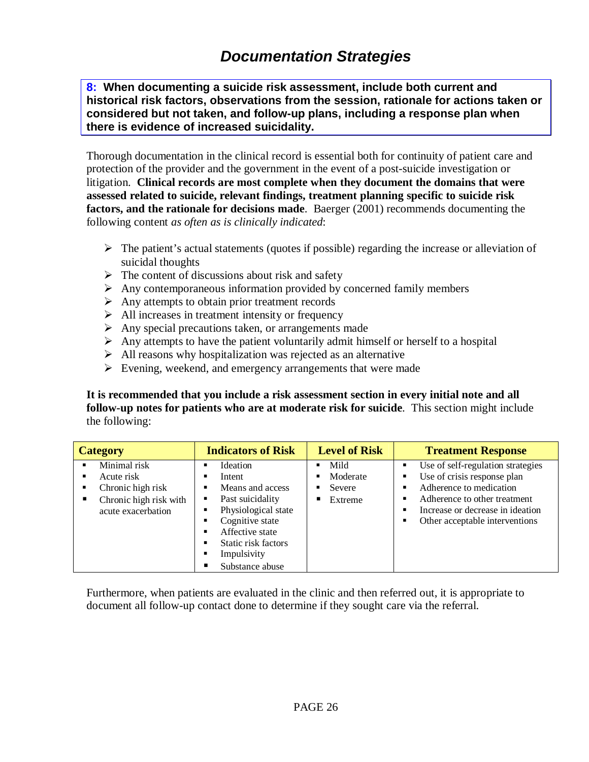## *Documentation Strategies*

**8: When documenting a suicide risk assessment, include both current and historical risk factors, observations from the session, rationale for actions taken or considered but not taken, and follow-up plans, including a response plan when there is evidence of increased suicidality.**

Thorough documentation in the clinical record is essential both for continuity of patient care and protection of the provider and the government in the event of a post-suicide investigation or litigation. **Clinical records are most complete when they document the domains that were assessed related to suicide, relevant findings, treatment planning specific to suicide risk factors, and the rationale for decisions made**. Baerger (2001) recommends documenting the following content *as often as is clinically indicated*:

- The patient's actual statements (quotes if possible) regarding the increase or alleviation of suicidal thoughts
- The content of discussions about risk and safety
- Any contemporaneous information provided by concerned family members
- Any attempts to obtain prior treatment records
- All increases in treatment intensity or frequency
- Any special precautions taken, or arrangements made
- Any attempts to have the patient voluntarily admit himself or herself to a hospital
- All reasons why hospitalization was rejected as an alternative
- Evening, weekend, and emergency arrangements that were made

**It is recommended that you include a risk assessment section in every initial note and all follow-up notes for patients who are at moderate risk for suicide**. This section might include the following:

| Category | Indicators of Risk | Level of Risk | Treatment Response |
|---|---|---|---|
| ▪ Minimal risk<br>▪ Acute risk<br>▪ Chronic high risk<br>▪ Chronic high risk with acute exacerbation | ▪ Ideation<br>▪ Intent<br>▪ Means and access<br>▪ Past suicidality<br>▪ Physiological state<br>▪ Cognitive state<br>▪ Affective state<br>▪ Static risk factors<br>▪ Impulsivity<br>▪ Substance abuse | ▪ Mild<br>▪ Moderate<br>▪ Severe<br>▪ Extreme | ▪ Use of self-regulation strategies<br>▪ Use of crisis response plan<br>▪ Adherence to medication<br>▪ Adherence to other treatment<br>▪ Increase or decrease in ideation<br>▪ Other acceptable interventions |

Furthermore, when patients are evaluated in the clinic and then referred out, it is appropriate to document all follow-up contact done to determine if they sought care via the referral.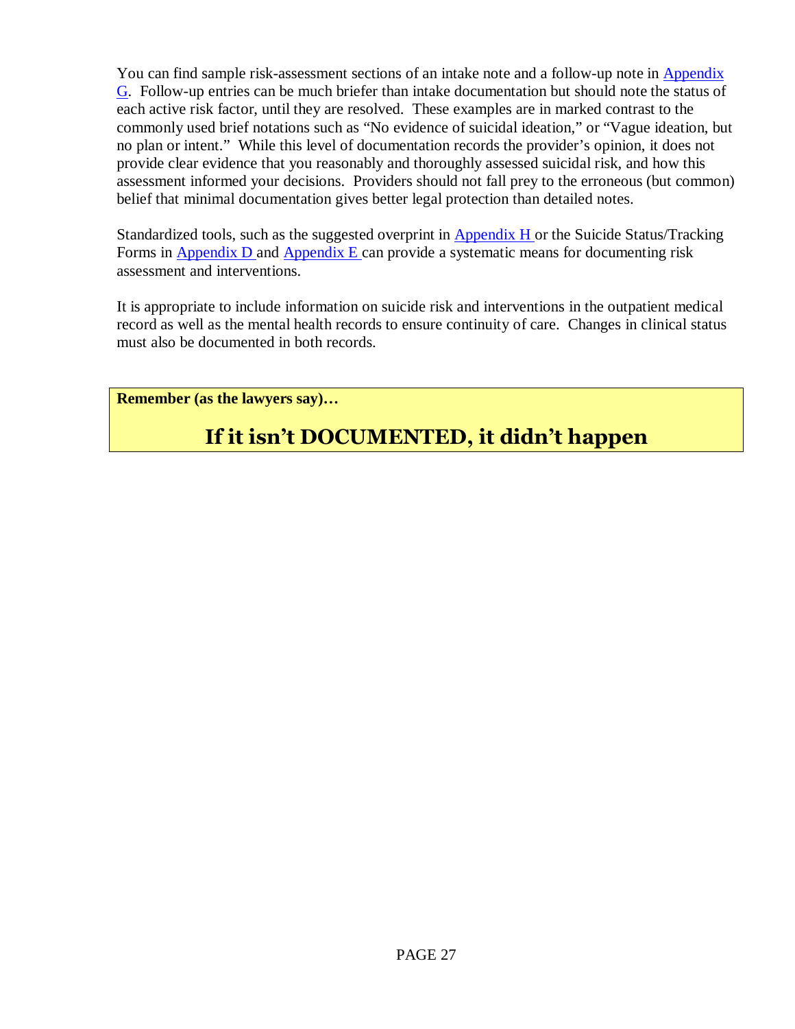You can find sample risk-assessment sections of an intake note and a follow-up note in Appendix G. Follow-up entries can be much briefer than intake documentation but should note the status of each active risk factor, until they are resolved. These examples are in marked contrast to the commonly used brief notations such as “No evidence of suicidal ideation,” or “Vague ideation, but no plan or intent.” While this level of documentation records the provider’s opinion, it does not provide clear evidence that you reasonably and thoroughly assessed suicidal risk, and how this assessment informed your decisions. Providers should not fall prey to the erroneous (but common) belief that minimal documentation gives better legal protection than detailed notes.

Standardized tools, such as the suggested overprint in Appendix H or the Suicide Status/Tracking Forms in Appendix D and Appendix E can provide a systematic means for documenting risk assessment and interventions.

It is appropriate to include information on suicide risk and interventions in the outpatient medical record as well as the mental health records to ensure continuity of care. Changes in clinical status must also be documented in both records.

**Remember (as the lawyers say)…**

## If it isn’t DOCUMENTED, it didn’t happen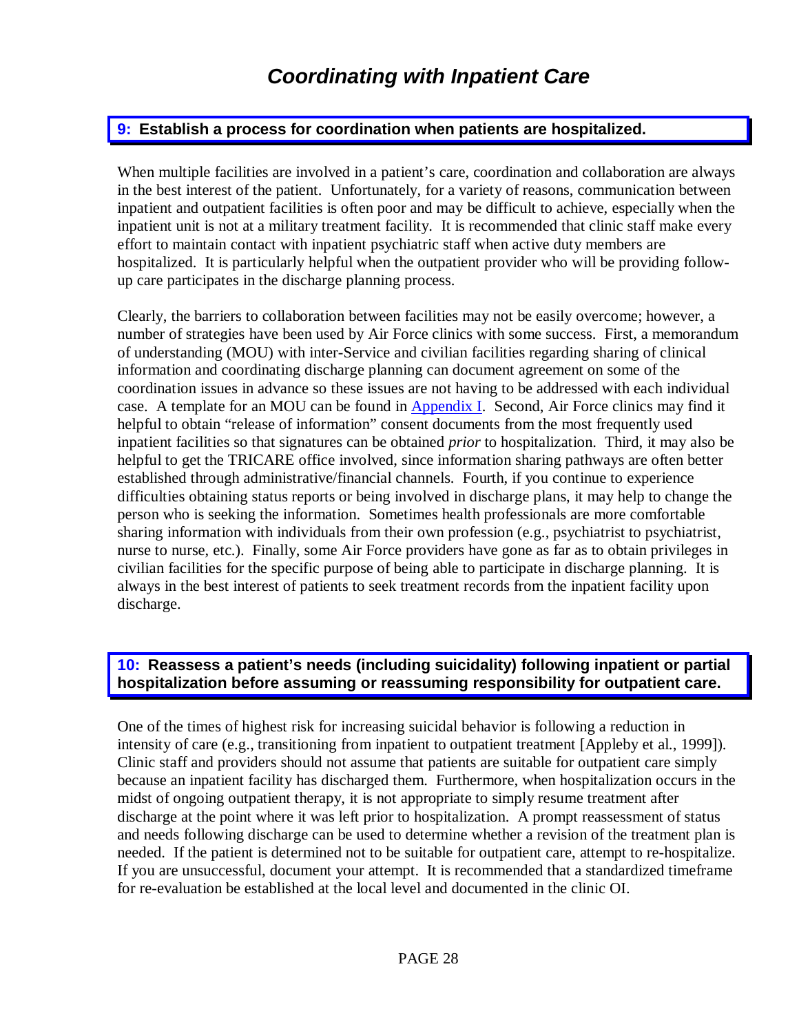# *Coordinating with Inpatient Care*

## 9: Establish a process for coordination when patients are hospitalized.

When multiple facilities are involved in a patient's care, coordination and collaboration are always in the best interest of the patient. Unfortunately, for a variety of reasons, communication between inpatient and outpatient facilities is often poor and may be difficult to achieve, especially when the inpatient unit is not at a military treatment facility. It is recommended that clinic staff make every effort to maintain contact with inpatient psychiatric staff when active duty members are hospitalized. It is particularly helpful when the outpatient provider who will be providing follow-up care participates in the discharge planning process.

Clearly, the barriers to collaboration between facilities may not be easily overcome; however, a number of strategies have been used by Air Force clinics with some success. First, a memorandum of understanding (MOU) with inter-Service and civilian facilities regarding sharing of clinical information and coordinating discharge planning can document agreement on some of the coordination issues in advance so these issues are not having to be addressed with each individual case. A template for an MOU can be found in Appendix I. Second, Air Force clinics may find it helpful to obtain "release of information" consent documents from the most frequently used inpatient facilities so that signatures can be obtained *prior* to hospitalization. Third, it may also be helpful to get the TRICARE office involved, since information sharing pathways are often better established through administrative/financial channels. Fourth, if you continue to experience difficulties obtaining status reports or being involved in discharge plans, it may help to change the person who is seeking the information. Sometimes health professionals are more comfortable sharing information with individuals from their own profession (e.g., psychiatrist to psychiatrist, nurse to nurse, etc.). Finally, some Air Force providers have gone as far as to obtain privileges in civilian facilities for the specific purpose of being able to participate in discharge planning. It is always in the best interest of patients to seek treatment records from the inpatient facility upon discharge.

## 10: Reassess a patient's needs (including suicidality) following inpatient or partial hospitalization before assuming or reassuming responsibility for outpatient care.

One of the times of highest risk for increasing suicidal behavior is following a reduction in intensity of care (e.g., transitioning from inpatient to outpatient treatment [Appleby et al., 1999]). Clinic staff and providers should not assume that patients are suitable for outpatient care simply because an inpatient facility has discharged them. Furthermore, when hospitalization occurs in the midst of ongoing outpatient therapy, it is not appropriate to simply resume treatment after discharge at the point where it was left prior to hospitalization. A prompt reassessment of status and needs following discharge can be used to determine whether a revision of the treatment plan is needed. If the patient is determined not to be suitable for outpatient care, attempt to re-hospitalize. If you are unsuccessful, document your attempt. It is recommended that a standardized timeframe for re-evaluation be established at the local level and documented in the clinic OI.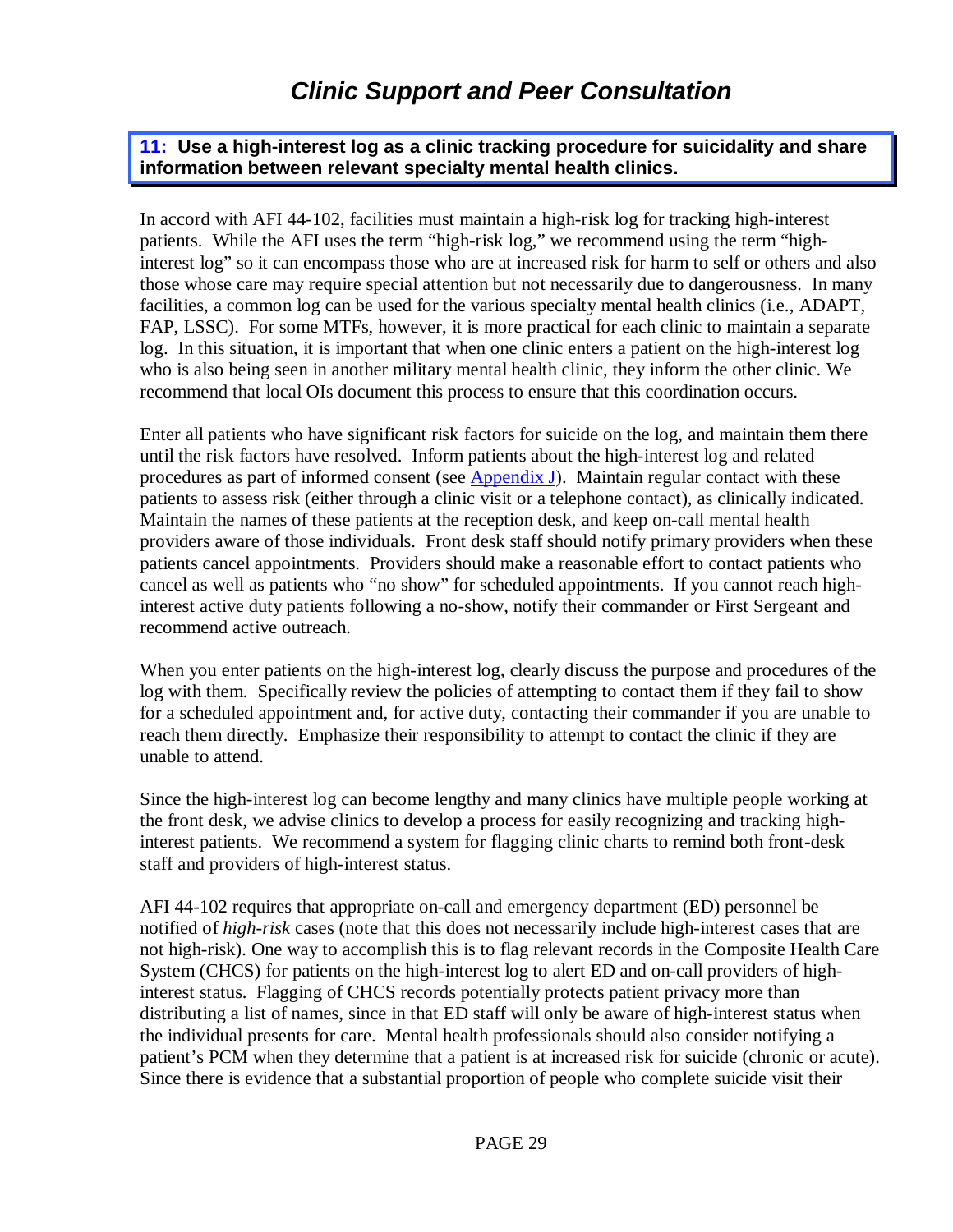# Clinic Support and Peer Consultation

**11: Use a high-interest log as a clinic tracking procedure for suicidality and share information between relevant specialty mental health clinics.**

In accord with AFI 44-102, facilities must maintain a high-risk log for tracking high-interest patients. While the AFI uses the term "high-risk log," we recommend using the term "high-interest log" so it can encompass those who are at increased risk for harm to self or others and also those whose care may require special attention but not necessarily due to dangerousness. In many facilities, a common log can be used for the various specialty mental health clinics (i.e., ADAPT, FAP, LSSC). For some MTFs, however, it is more practical for each clinic to maintain a separate log. In this situation, it is important that when one clinic enters a patient on the high-interest log who is also being seen in another military mental health clinic, they inform the other clinic. We recommend that local OIs document this process to ensure that this coordination occurs.

Enter all patients who have significant risk factors for suicide on the log, and maintain them there until the risk factors have resolved. Inform patients about the high-interest log and related procedures as part of informed consent (see Appendix J). Maintain regular contact with these patients to assess risk (either through a clinic visit or a telephone contact), as clinically indicated. Maintain the names of these patients at the reception desk, and keep on-call mental health providers aware of those individuals. Front desk staff should notify primary providers when these patients cancel appointments. Providers should make a reasonable effort to contact patients who cancel as well as patients who "no show" for scheduled appointments. If you cannot reach high-interest active duty patients following a no-show, notify their commander or First Sergeant and recommend active outreach.

When you enter patients on the high-interest log, clearly discuss the purpose and procedures of the log with them. Specifically review the policies of attempting to contact them if they fail to show for a scheduled appointment and, for active duty, contacting their commander if you are unable to reach them directly. Emphasize their responsibility to attempt to contact the clinic if they are unable to attend.

Since the high-interest log can become lengthy and many clinics have multiple people working at the front desk, we advise clinics to develop a process for easily recognizing and tracking high-interest patients. We recommend a system for flagging clinic charts to remind both front-desk staff and providers of high-interest status.

AFI 44-102 requires that appropriate on-call and emergency department (ED) personnel be notified of *high-risk* cases (note that this does not necessarily include high-interest cases that are not high-risk). One way to accomplish this is to flag relevant records in the Composite Health Care System (CHCS) for patients on the high-interest log to alert ED and on-call providers of high-interest status. Flagging of CHCS records potentially protects patient privacy more than distributing a list of names, since in that ED staff will only be aware of high-interest status when the individual presents for care. Mental health professionals should also consider notifying a patient's PCM when they determine that a patient is at increased risk for suicide (chronic or acute). Since there is evidence that a substantial proportion of people who complete suicide visit their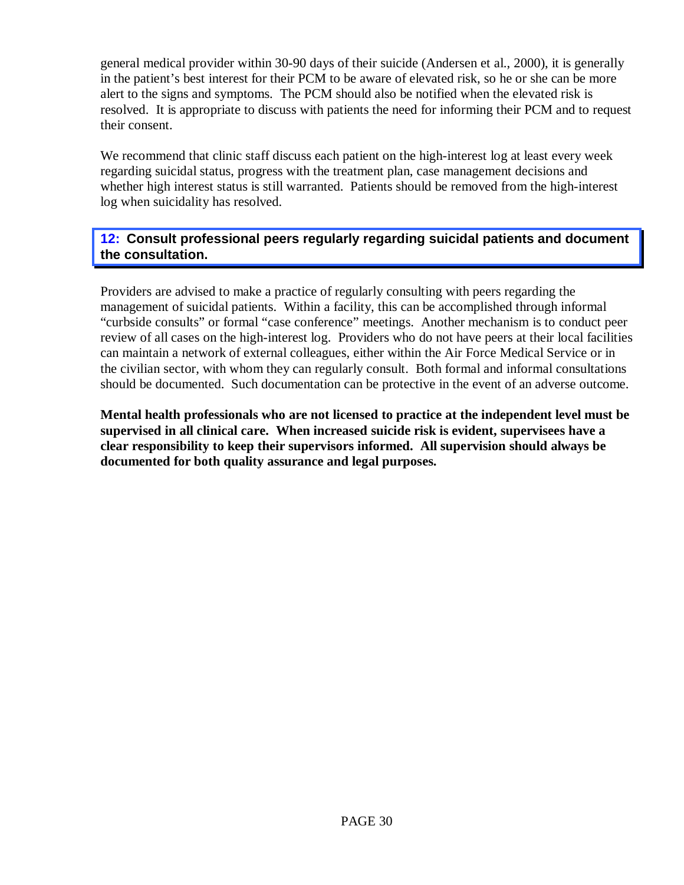general medical provider within 30-90 days of their suicide (Andersen et al., 2000), it is generally in the patient's best interest for their PCM to be aware of elevated risk, so he or she can be more alert to the signs and symptoms. The PCM should also be notified when the elevated risk is resolved. It is appropriate to discuss with patients the need for informing their PCM and to request their consent.

We recommend that clinic staff discuss each patient on the high-interest log at least every week regarding suicidal status, progress with the treatment plan, case management decisions and whether high interest status is still warranted. Patients should be removed from the high-interest log when suicidality has resolved.

### 12: Consult professional peers regularly regarding suicidal patients and document the consultation.

Providers are advised to make a practice of regularly consulting with peers regarding the management of suicidal patients. Within a facility, this can be accomplished through informal "curbside consults" or formal "case conference" meetings. Another mechanism is to conduct peer review of all cases on the high-interest log. Providers who do not have peers at their local facilities can maintain a network of external colleagues, either within the Air Force Medical Service or in the civilian sector, with whom they can regularly consult. Both formal and informal consultations should be documented. Such documentation can be protective in the event of an adverse outcome.

**Mental health professionals who are not licensed to practice at the independent level must be supervised in all clinical care. When increased suicide risk is evident, supervisees have a clear responsibility to keep their supervisors informed. All supervision should always be documented for both quality assurance and legal purposes.**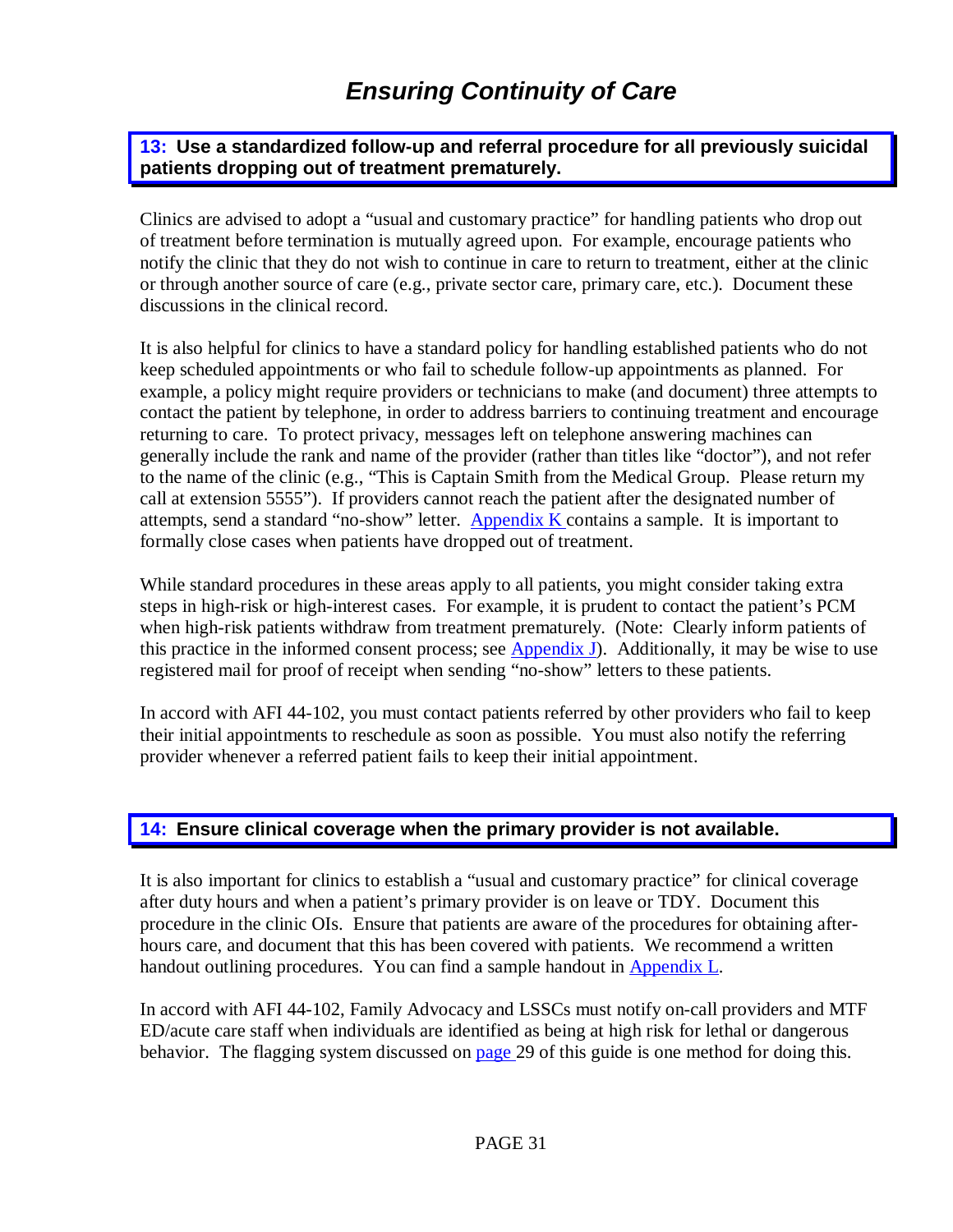# *Ensuring Continuity of Care*

## 13: Use a standardized follow-up and referral procedure for all previously suicidal patients dropping out of treatment prematurely.

Clinics are advised to adopt a "usual and customary practice" for handling patients who drop out of treatment before termination is mutually agreed upon. For example, encourage patients who notify the clinic that they do not wish to continue in care to return to treatment, either at the clinic or through another source of care (e.g., private sector care, primary care, etc.). Document these discussions in the clinical record.

It is also helpful for clinics to have a standard policy for handling established patients who do not keep scheduled appointments or who fail to schedule follow-up appointments as planned. For example, a policy might require providers or technicians to make (and document) three attempts to contact the patient by telephone, in order to address barriers to continuing treatment and encourage returning to care. To protect privacy, messages left on telephone answering machines can generally include the rank and name of the provider (rather than titles like "doctor"), and not refer to the name of the clinic (e.g., "This is Captain Smith from the Medical Group. Please return my call at extension 5555"). If providers cannot reach the patient after the designated number of attempts, send a standard "no-show" letter. Appendix K contains a sample. It is important to formally close cases when patients have dropped out of treatment.

While standard procedures in these areas apply to all patients, you might consider taking extra steps in high-risk or high-interest cases. For example, it is prudent to contact the patient's PCM when high-risk patients withdraw from treatment prematurely. (Note: Clearly inform patients of this practice in the informed consent process; see Appendix J). Additionally, it may be wise to use registered mail for proof of receipt when sending "no-show" letters to these patients.

In accord with AFI 44-102, you must contact patients referred by other providers who fail to keep their initial appointments to reschedule as soon as possible. You must also notify the referring provider whenever a referred patient fails to keep their initial appointment.

## 14: Ensure clinical coverage when the primary provider is not available.

It is also important for clinics to establish a "usual and customary practice" for clinical coverage after duty hours and when a patient's primary provider is on leave or TDY. Document this procedure in the clinic OIs. Ensure that patients are aware of the procedures for obtaining after-hours care, and document that this has been covered with patients. We recommend a written handout outlining procedures. You can find a sample handout in Appendix L.

In accord with AFI 44-102, Family Advocacy and LSSCs must notify on-call providers and MTF ED/acute care staff when individuals are identified as being at high risk for lethal or dangerous behavior. The flagging system discussed on page 29 of this guide is one method for doing this.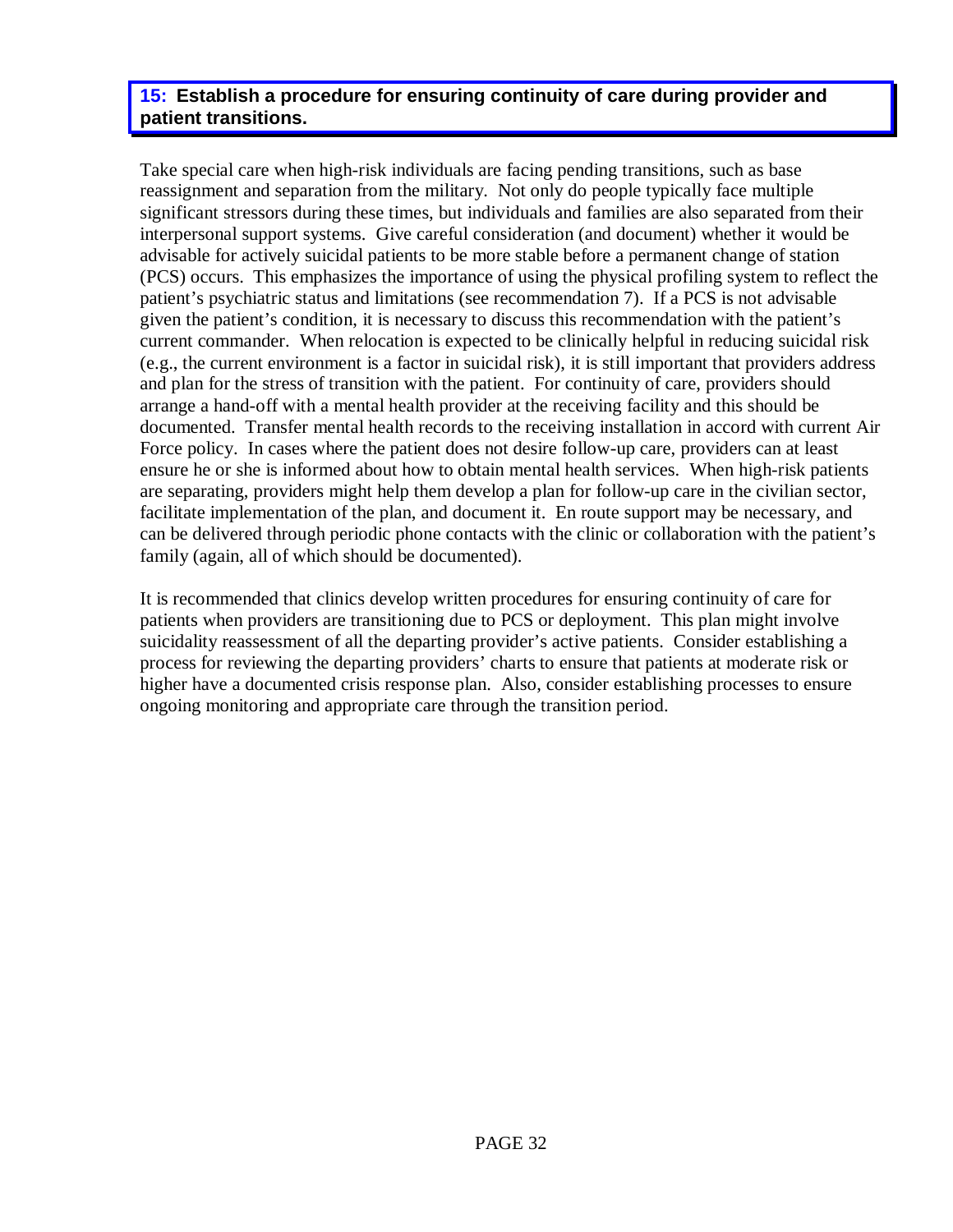### 15: Establish a procedure for ensuring continuity of care during provider and patient transitions.

Take special care when high-risk individuals are facing pending transitions, such as base reassignment and separation from the military. Not only do people typically face multiple significant stressors during these times, but individuals and families are also separated from their interpersonal support systems. Give careful consideration (and document) whether it would be advisable for actively suicidal patients to be more stable before a permanent change of station (PCS) occurs. This emphasizes the importance of using the physical profiling system to reflect the patient's psychiatric status and limitations (see recommendation 7). If a PCS is not advisable given the patient's condition, it is necessary to discuss this recommendation with the patient's current commander. When relocation is expected to be clinically helpful in reducing suicidal risk (e.g., the current environment is a factor in suicidal risk), it is still important that providers address and plan for the stress of transition with the patient. For continuity of care, providers should arrange a hand-off with a mental health provider at the receiving facility and this should be documented. Transfer mental health records to the receiving installation in accord with current Air Force policy. In cases where the patient does not desire follow-up care, providers can at least ensure he or she is informed about how to obtain mental health services. When high-risk patients are separating, providers might help them develop a plan for follow-up care in the civilian sector, facilitate implementation of the plan, and document it. En route support may be necessary, and can be delivered through periodic phone contacts with the clinic or collaboration with the patient's family (again, all of which should be documented).

It is recommended that clinics develop written procedures for ensuring continuity of care for patients when providers are transitioning due to PCS or deployment. This plan might involve suicidality reassessment of all the departing provider's active patients. Consider establishing a process for reviewing the departing providers' charts to ensure that patients at moderate risk or higher have a documented crisis response plan. Also, consider establishing processes to ensure ongoing monitoring and appropriate care through the transition period.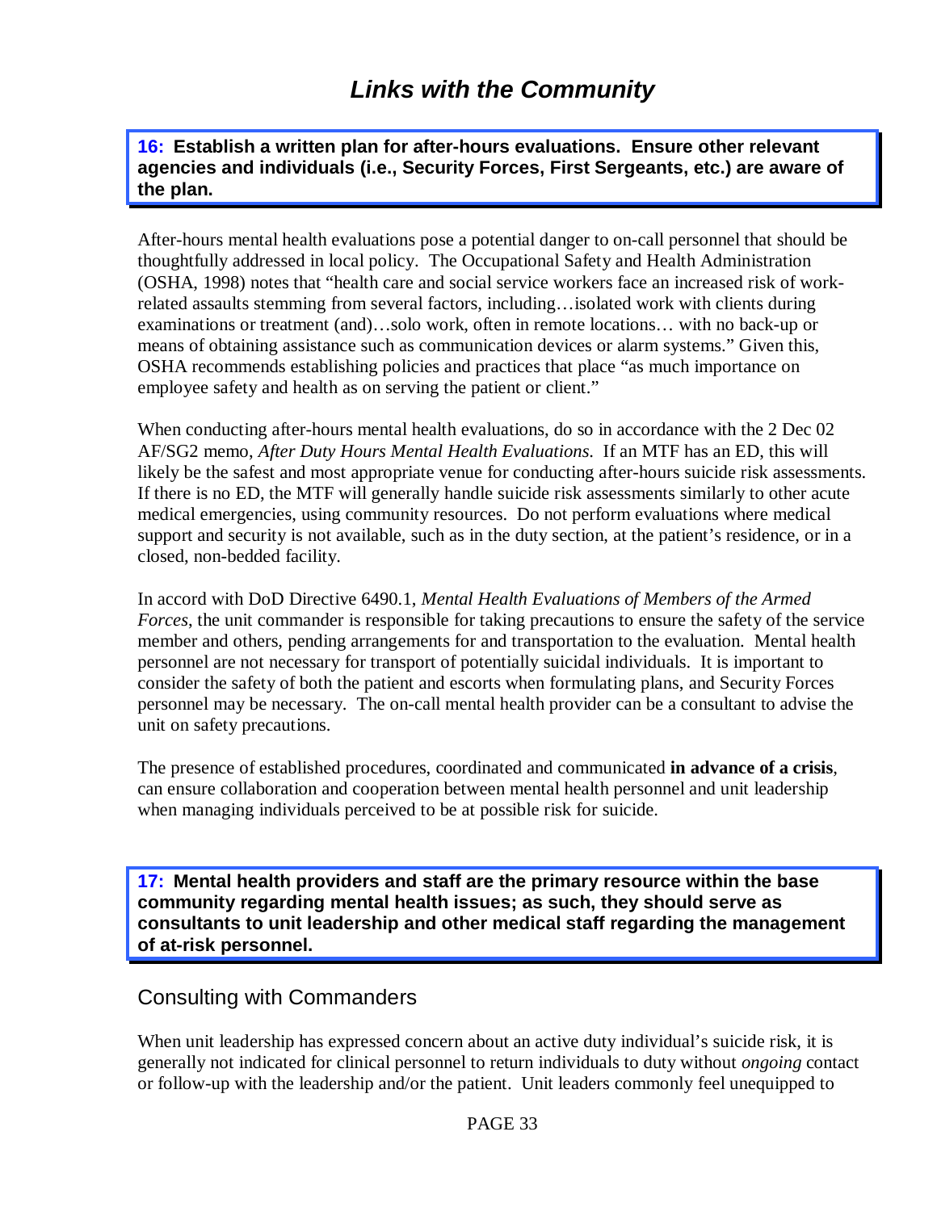# *Links with the Community*

**16: Establish a written plan for after-hours evaluations. Ensure other relevant agencies and individuals (i.e., Security Forces, First Sergeants, etc.) are aware of the plan.**

After-hours mental health evaluations pose a potential danger to on-call personnel that should be thoughtfully addressed in local policy. The Occupational Safety and Health Administration (OSHA, 1998) notes that "health care and social service workers face an increased risk of work-related assaults stemming from several factors, including…isolated work with clients during examinations or treatment (and)…solo work, often in remote locations… with no back-up or means of obtaining assistance such as communication devices or alarm systems." Given this, OSHA recommends establishing policies and practices that place "as much importance on employee safety and health as on serving the patient or client."

When conducting after-hours mental health evaluations, do so in accordance with the 2 Dec 02 AF/SG2 memo, *After Duty Hours Mental Health Evaluations*. If an MTF has an ED, this will likely be the safest and most appropriate venue for conducting after-hours suicide risk assessments. If there is no ED, the MTF will generally handle suicide risk assessments similarly to other acute medical emergencies, using community resources. Do not perform evaluations where medical support and security is not available, such as in the duty section, at the patient's residence, or in a closed, non-bedded facility.

In accord with DoD Directive 6490.1, *Mental Health Evaluations of Members of the Armed Forces*, the unit commander is responsible for taking precautions to ensure the safety of the service member and others, pending arrangements for and transportation to the evaluation. Mental health personnel are not necessary for transport of potentially suicidal individuals. It is important to consider the safety of both the patient and escorts when formulating plans, and Security Forces personnel may be necessary. The on-call mental health provider can be a consultant to advise the unit on safety precautions.

The presence of established procedures, coordinated and communicated **in advance of a crisis**, can ensure collaboration and cooperation between mental health personnel and unit leadership when managing individuals perceived to be at possible risk for suicide.

**17: Mental health providers and staff are the primary resource within the base community regarding mental health issues; as such, they should serve as consultants to unit leadership and other medical staff regarding the management of at-risk personnel.**

## Consulting with Commanders

When unit leadership has expressed concern about an active duty individual's suicide risk, it is generally not indicated for clinical personnel to return individuals to duty without *ongoing* contact or follow-up with the leadership and/or the patient. Unit leaders commonly feel unequipped to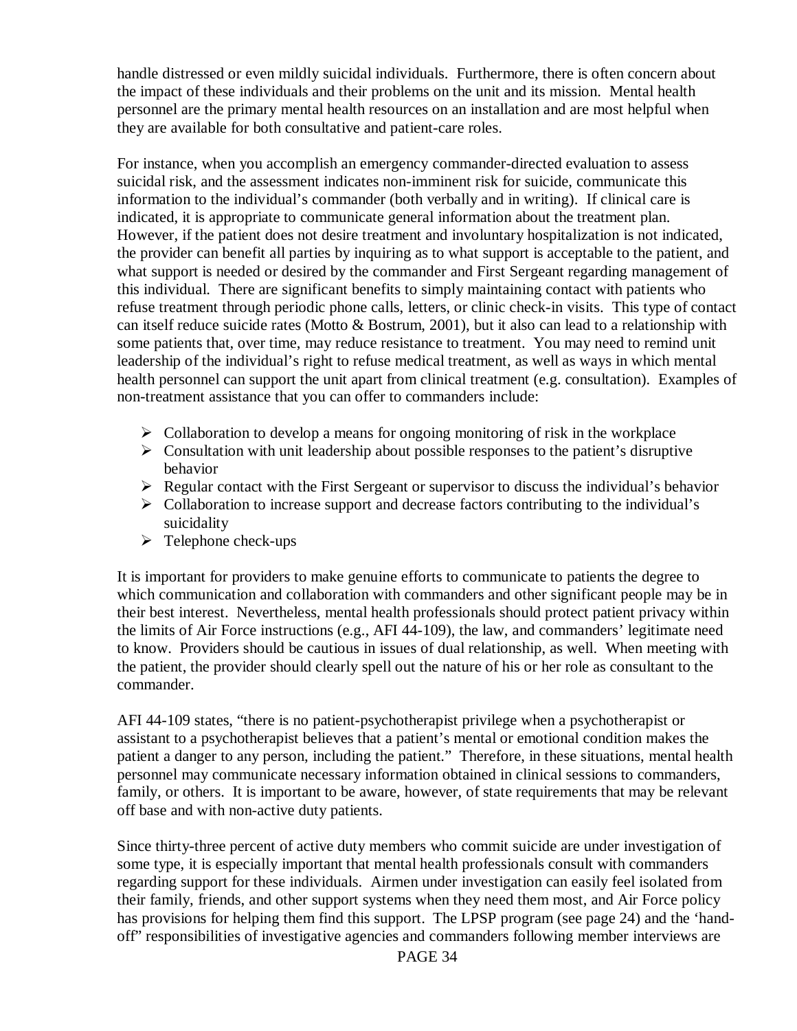handle distressed or even mildly suicidal individuals. Furthermore, there is often concern about the impact of these individuals and their problems on the unit and its mission. Mental health personnel are the primary mental health resources on an installation and are most helpful when they are available for both consultative and patient-care roles.

For instance, when you accomplish an emergency commander-directed evaluation to assess suicidal risk, and the assessment indicates non-imminent risk for suicide, communicate this information to the individual's commander (both verbally and in writing). If clinical care is indicated, it is appropriate to communicate general information about the treatment plan. However, if the patient does not desire treatment and involuntary hospitalization is not indicated, the provider can benefit all parties by inquiring as to what support is acceptable to the patient, and what support is needed or desired by the commander and First Sergeant regarding management of this individual. There are significant benefits to simply maintaining contact with patients who refuse treatment through periodic phone calls, letters, or clinic check-in visits. This type of contact can itself reduce suicide rates (Motto & Bostrum, 2001), but it also can lead to a relationship with some patients that, over time, may reduce resistance to treatment. You may need to remind unit leadership of the individual's right to refuse medical treatment, as well as ways in which mental health personnel can support the unit apart from clinical treatment (e.g. consultation). Examples of non-treatment assistance that you can offer to commanders include:

- Collaboration to develop a means for ongoing monitoring of risk in the workplace
- Consultation with unit leadership about possible responses to the patient's disruptive behavior
- Regular contact with the First Sergeant or supervisor to discuss the individual's behavior
- Collaboration to increase support and decrease factors contributing to the individual's suicidality
- Telephone check-ups

It is important for providers to make genuine efforts to communicate to patients the degree to which communication and collaboration with commanders and other significant people may be in their best interest. Nevertheless, mental health professionals should protect patient privacy within the limits of Air Force instructions (e.g., AFI 44-109), the law, and commanders' legitimate need to know. Providers should be cautious in issues of dual relationship, as well. When meeting with the patient, the provider should clearly spell out the nature of his or her role as consultant to the commander.

AFI 44-109 states, "there is no patient-psychotherapist privilege when a psychotherapist or assistant to a psychotherapist believes that a patient's mental or emotional condition makes the patient a danger to any person, including the patient." Therefore, in these situations, mental health personnel may communicate necessary information obtained in clinical sessions to commanders, family, or others. It is important to be aware, however, of state requirements that may be relevant off base and with non-active duty patients.

Since thirty-three percent of active duty members who commit suicide are under investigation of some type, it is especially important that mental health professionals consult with commanders regarding support for these individuals. Airmen under investigation can easily feel isolated from their family, friends, and other support systems when they need them most, and Air Force policy has provisions for helping them find this support. The LPSP program (see page 24) and the 'hand-off" responsibilities of investigative agencies and commanders following member interviews are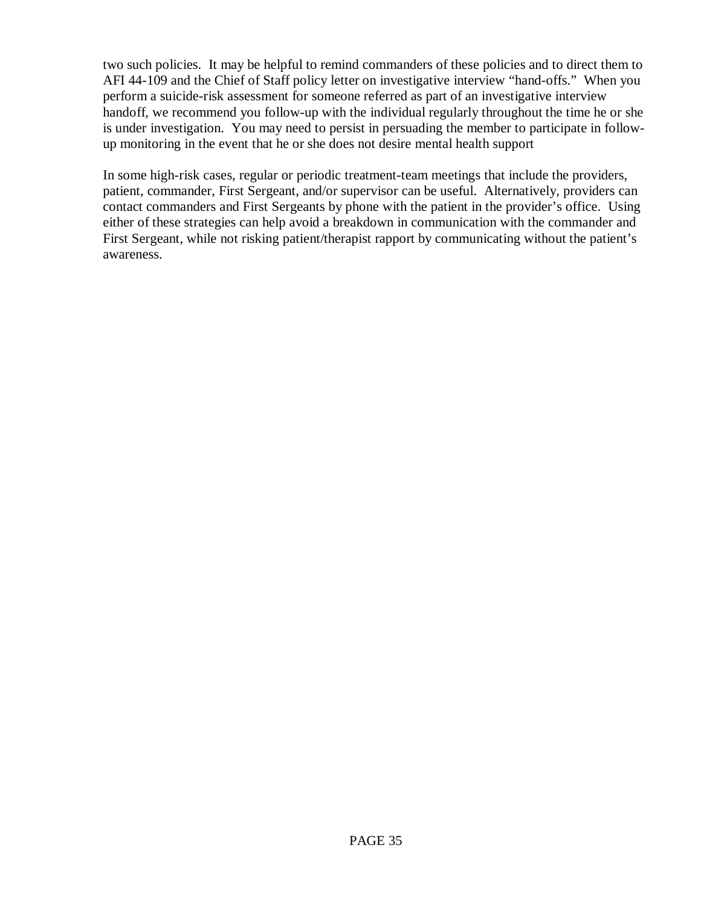two such policies. It may be helpful to remind commanders of these policies and to direct them to AFI 44-109 and the Chief of Staff policy letter on investigative interview "hand-offs." When you perform a suicide-risk assessment for someone referred as part of an investigative interview handoff, we recommend you follow-up with the individual regularly throughout the time he or she is under investigation. You may need to persist in persuading the member to participate in follow-up monitoring in the event that he or she does not desire mental health support

In some high-risk cases, regular or periodic treatment-team meetings that include the providers, patient, commander, First Sergeant, and/or supervisor can be useful. Alternatively, providers can contact commanders and First Sergeants by phone with the patient in the provider's office. Using either of these strategies can help avoid a breakdown in communication with the commander and First Sergeant, while not risking patient/therapist rapport by communicating without the patient's awareness.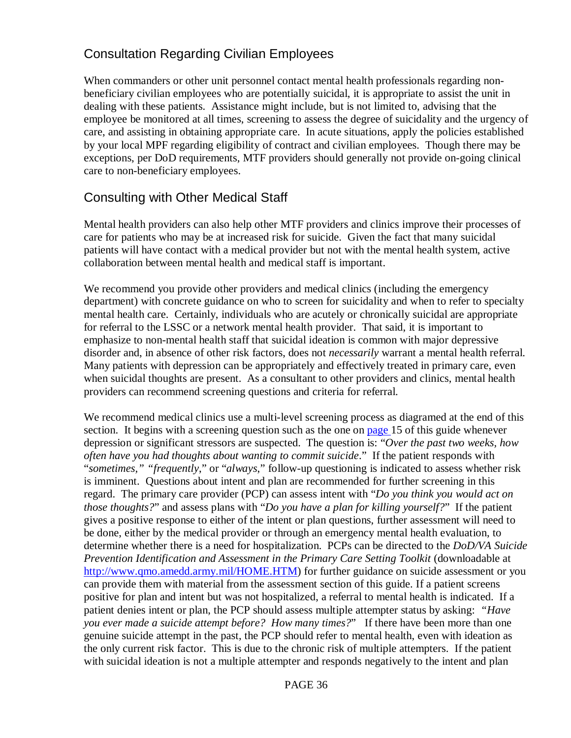## Consultation Regarding Civilian Employees

When commanders or other unit personnel contact mental health professionals regarding non-beneficiary civilian employees who are potentially suicidal, it is appropriate to assist the unit in dealing with these patients. Assistance might include, but is not limited to, advising that the employee be monitored at all times, screening to assess the degree of suicidality and the urgency of care, and assisting in obtaining appropriate care. In acute situations, apply the policies established by your local MPF regarding eligibility of contract and civilian employees. Though there may be exceptions, per DoD requirements, MTF providers should generally not provide on-going clinical care to non-beneficiary employees.

## Consulting with Other Medical Staff

Mental health providers can also help other MTF providers and clinics improve their processes of care for patients who may be at increased risk for suicide. Given the fact that many suicidal patients will have contact with a medical provider but not with the mental health system, active collaboration between mental health and medical staff is important.

We recommend you provide other providers and medical clinics (including the emergency department) with concrete guidance on who to screen for suicidality and when to refer to specialty mental health care. Certainly, individuals who are acutely or chronically suicidal are appropriate for referral to the LSSC or a network mental health provider. That said, it is important to emphasize to non-mental health staff that suicidal ideation is common with major depressive disorder and, in absence of other risk factors, does not *necessarily* warrant a mental health referral. Many patients with depression can be appropriately and effectively treated in primary care, even when suicidal thoughts are present. As a consultant to other providers and clinics, mental health providers can recommend screening questions and criteria for referral.

We recommend medical clinics use a multi-level screening process as diagramed at the end of this section. It begins with a screening question such as the one on page 15 of this guide whenever depression or significant stressors are suspected. The question is: "*Over the past two weeks, how often have you had thoughts about wanting to commit suicide*." If the patient responds with "*sometimes,*" "*frequently*," or "*always*," follow-up questioning is indicated to assess whether risk is imminent. Questions about intent and plan are recommended for further screening in this regard. The primary care provider (PCP) can assess intent with "*Do you think you would act on those thoughts?*" and assess plans with "*Do you have a plan for killing yourself?*" If the patient gives a positive response to either of the intent or plan questions, further assessment will need to be done, either by the medical provider or through an emergency mental health evaluation, to determine whether there is a need for hospitalization. PCPs can be directed to the *DoD/VA Suicide Prevention Identification and Assessment in the Primary Care Setting Toolkit* (downloadable at http://www.qmo.amedd.army.mil/HOME.HTM) for further guidance on suicide assessment or you can provide them with material from the assessment section of this guide. If a patient screens positive for plan and intent but was not hospitalized, a referral to mental health is indicated. If a patient denies intent or plan, the PCP should assess multiple attempter status by asking: "*Have you ever made a suicide attempt before? How many times?*" If there have been more than one genuine suicide attempt in the past, the PCP should refer to mental health, even with ideation as the only current risk factor. This is due to the chronic risk of multiple attempters. If the patient with suicidal ideation is not a multiple attempter and responds negatively to the intent and plan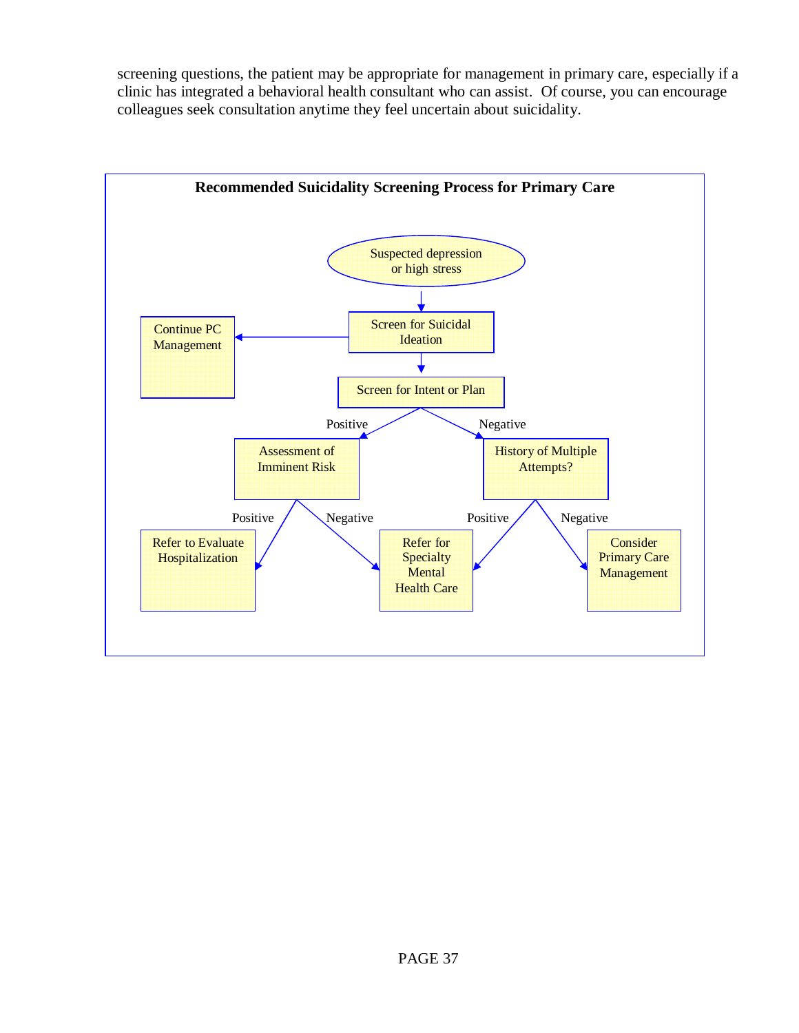screening questions, the patient may be appropriate for management in primary care, especially if a clinic has integrated a behavioral health consultant who can assist. Of course, you can encourage colleagues seek consultation anytime they feel uncertain about suicidality.

**Recommended Suicidality Screening Process for Primary Care**

Suspected depression or high stress

Screen for Suicidal Ideation

Continue PC Management

Screen for Intent or Plan

Positive

Negative

Assessment of Imminent Risk

History of Multiple Attempts?

Positive

Negative

Positive

Negative

Refer to Evaluate Hospitalization

Refer for Specialty Mental Health Care

Consider Primary Care Management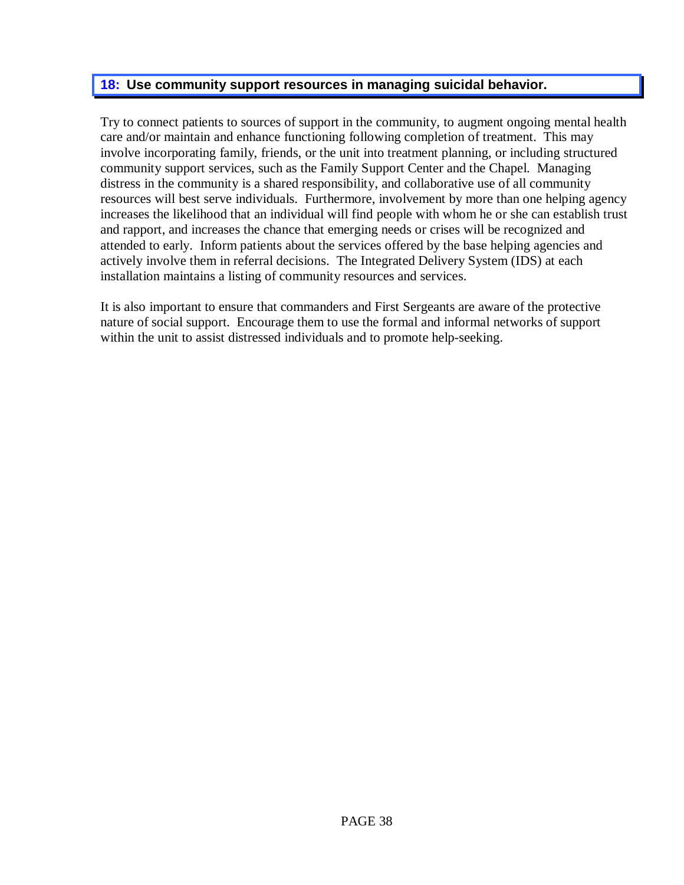## 18: Use community support resources in managing suicidal behavior.

Try to connect patients to sources of support in the community, to augment ongoing mental health care and/or maintain and enhance functioning following completion of treatment. This may involve incorporating family, friends, or the unit into treatment planning, or including structured community support services, such as the Family Support Center and the Chapel. Managing distress in the community is a shared responsibility, and collaborative use of all community resources will best serve individuals. Furthermore, involvement by more than one helping agency increases the likelihood that an individual will find people with whom he or she can establish trust and rapport, and increases the chance that emerging needs or crises will be recognized and attended to early. Inform patients about the services offered by the base helping agencies and actively involve them in referral decisions. The Integrated Delivery System (IDS) at each installation maintains a listing of community resources and services.

It is also important to ensure that commanders and First Sergeants are aware of the protective nature of social support. Encourage them to use the formal and informal networks of support within the unit to assist distressed individuals and to promote help-seeking.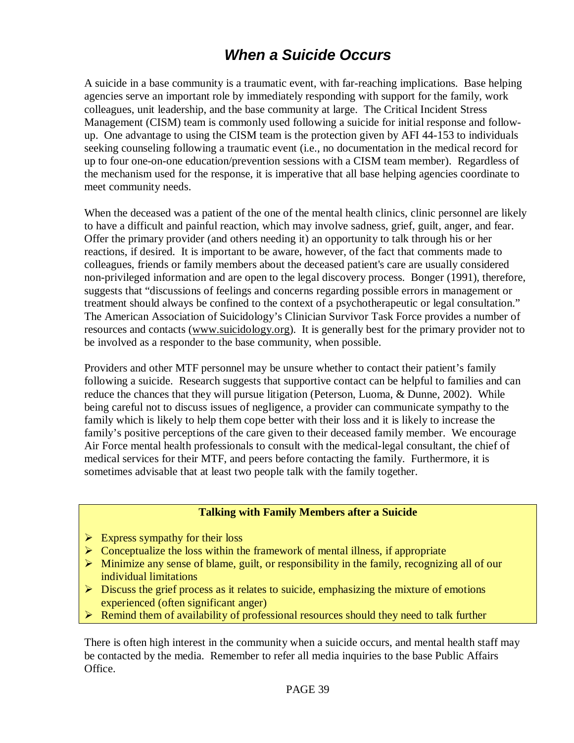# *When a Suicide Occurs*

A suicide in a base community is a traumatic event, with far-reaching implications. Base helping agencies serve an important role by immediately responding with support for the family, work colleagues, unit leadership, and the base community at large. The Critical Incident Stress Management (CISM) team is commonly used following a suicide for initial response and follow-up. One advantage to using the CISM team is the protection given by AFI 44-153 to individuals seeking counseling following a traumatic event (i.e., no documentation in the medical record for up to four one-on-one education/prevention sessions with a CISM team member). Regardless of the mechanism used for the response, it is imperative that all base helping agencies coordinate to meet community needs.

When the deceased was a patient of the one of the mental health clinics, clinic personnel are likely to have a difficult and painful reaction, which may involve sadness, grief, guilt, anger, and fear. Offer the primary provider (and others needing it) an opportunity to talk through his or her reactions, if desired. It is important to be aware, however, of the fact that comments made to colleagues, friends or family members about the deceased patient's care are usually considered non-privileged information and are open to the legal discovery process. Bonger (1991), therefore, suggests that "discussions of feelings and concerns regarding possible errors in management or treatment should always be confined to the context of a psychotherapeutic or legal consultation." The American Association of Suicidology's Clinician Survivor Task Force provides a number of resources and contacts (www.suicidology.org). It is generally best for the primary provider not to be involved as a responder to the base community, when possible.

Providers and other MTF personnel may be unsure whether to contact their patient's family following a suicide. Research suggests that supportive contact can be helpful to families and can reduce the chances that they will pursue litigation (Peterson, Luoma, & Dunne, 2002). While being careful not to discuss issues of negligence, a provider can communicate sympathy to the family which is likely to help them cope better with their loss and it is likely to increase the family's positive perceptions of the care given to their deceased family member. We encourage Air Force mental health professionals to consult with the medical-legal consultant, the chief of medical services for their MTF, and peers before contacting the family. Furthermore, it is sometimes advisable that at least two people talk with the family together.

**Talking with Family Members after a Suicide**

- Express sympathy for their loss
- Conceptualize the loss within the framework of mental illness, if appropriate
- Minimize any sense of blame, guilt, or responsibility in the family, recognizing all of our individual limitations
- Discuss the grief process as it relates to suicide, emphasizing the mixture of emotions experienced (often significant anger)
- Remind them of availability of professional resources should they need to talk further

There is often high interest in the community when a suicide occurs, and mental health staff may be contacted by the media. Remember to refer all media inquiries to the base Public Affairs Office.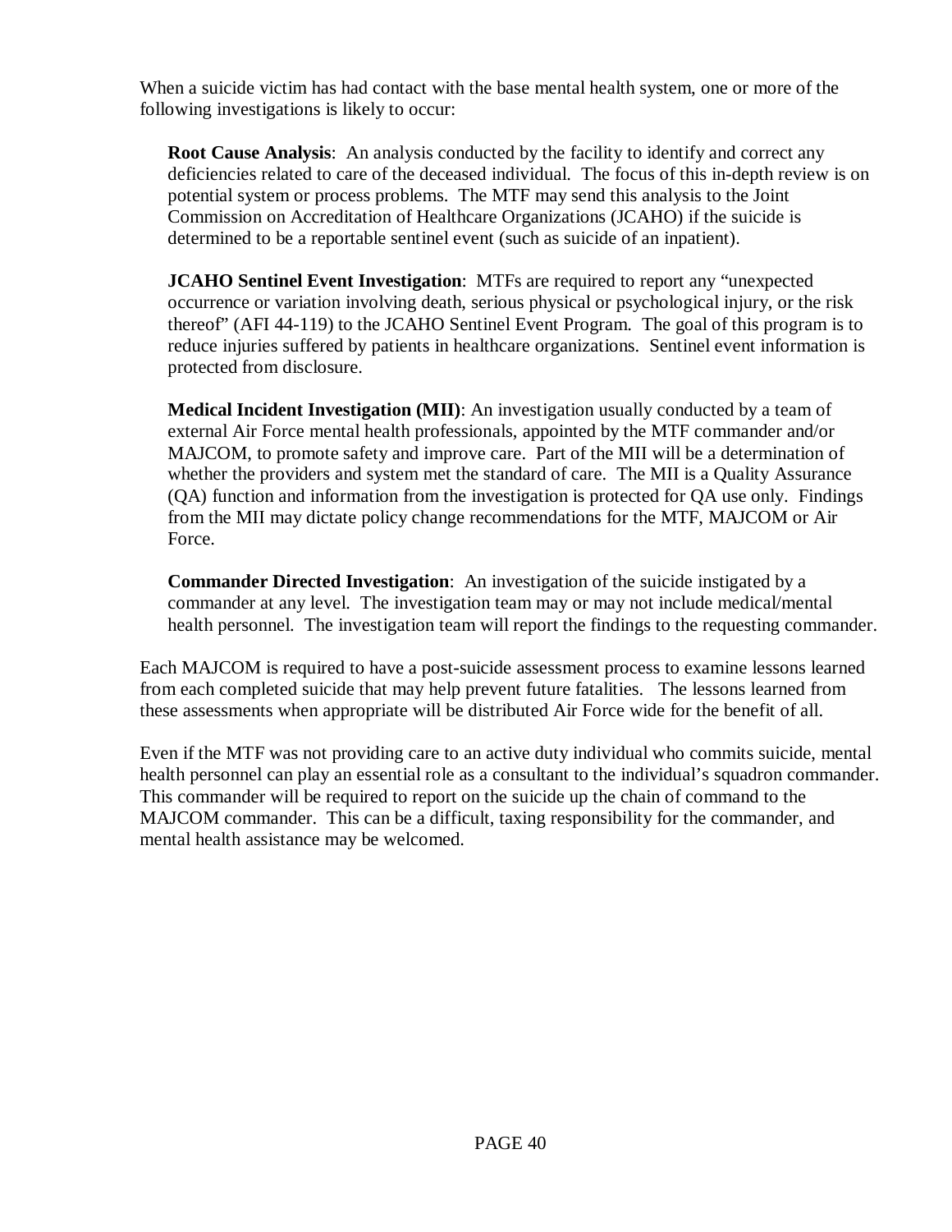When a suicide victim has had contact with the base mental health system, one or more of the following investigations is likely to occur:

**Root Cause Analysis**: An analysis conducted by the facility to identify and correct any deficiencies related to care of the deceased individual. The focus of this in-depth review is on potential system or process problems. The MTF may send this analysis to the Joint Commission on Accreditation of Healthcare Organizations (JCAHO) if the suicide is determined to be a reportable sentinel event (such as suicide of an inpatient).

**JCAHO Sentinel Event Investigation**: MTFs are required to report any "unexpected occurrence or variation involving death, serious physical or psychological injury, or the risk thereof" (AFI 44-119) to the JCAHO Sentinel Event Program. The goal of this program is to reduce injuries suffered by patients in healthcare organizations. Sentinel event information is protected from disclosure.

**Medical Incident Investigation (MII)**: An investigation usually conducted by a team of external Air Force mental health professionals, appointed by the MTF commander and/or MAJCOM, to promote safety and improve care. Part of the MII will be a determination of whether the providers and system met the standard of care. The MII is a Quality Assurance (QA) function and information from the investigation is protected for QA use only. Findings from the MII may dictate policy change recommendations for the MTF, MAJCOM or Air Force.

**Commander Directed Investigation**: An investigation of the suicide instigated by a commander at any level. The investigation team may or may not include medical/mental health personnel. The investigation team will report the findings to the requesting commander.

Each MAJCOM is required to have a post-suicide assessment process to examine lessons learned from each completed suicide that may help prevent future fatalities. The lessons learned from these assessments when appropriate will be distributed Air Force wide for the benefit of all.

Even if the MTF was not providing care to an active duty individual who commits suicide, mental health personnel can play an essential role as a consultant to the individual's squadron commander. This commander will be required to report on the suicide up the chain of command to the MAJCOM commander. This can be a difficult, taxing responsibility for the commander, and mental health assistance may be welcomed.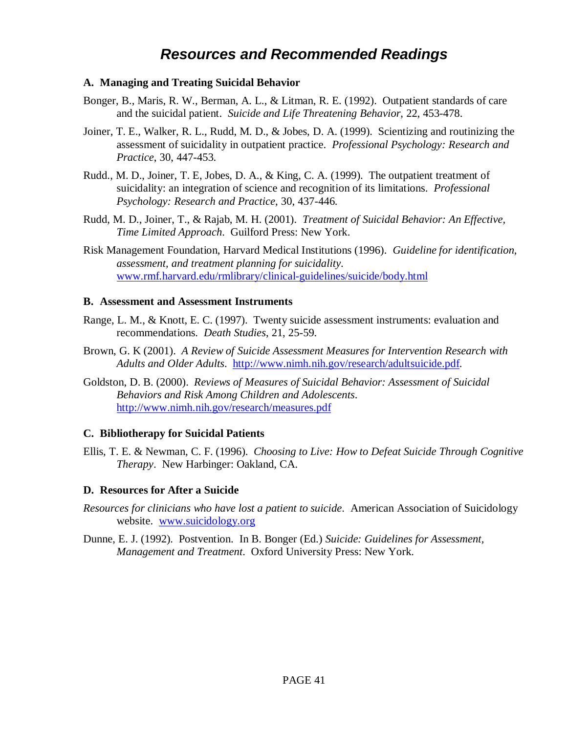# Resources and Recommended Readings

## A. Managing and Treating Suicidal Behavior

Bonger, B., Maris, R. W., Berman, A. L., & Litman, R. E. (1992). Outpatient standards of care and the suicidal patient. *Suicide and Life Threatening Behavior*, 22, 453-478.

Joiner, T. E., Walker, R. L., Rudd, M. D., & Jobes, D. A. (1999). Scientizing and routinizing the assessment of suicidality in outpatient practice. *Professional Psychology: Research and Practice*, 30, 447-453.

Rudd., M. D., Joiner, T. E, Jobes, D. A., & King, C. A. (1999). The outpatient treatment of suicidality: an integration of science and recognition of its limitations. *Professional Psychology: Research and Practice*, 30, 437-446.

Rudd, M. D., Joiner, T., & Rajab, M. H. (2001). *Treatment of Suicidal Behavior: An Effective, Time Limited Approach*. Guilford Press: New York.

Risk Management Foundation, Harvard Medical Institutions (1996). *Guideline for identification, assessment, and treatment planning for suicidality*. www.rmf.harvard.edu/rmlibrary/clinical-guidelines/suicide/body.html

## B. Assessment and Assessment Instruments

Range, L. M., & Knott, E. C. (1997). Twenty suicide assessment instruments: evaluation and recommendations. *Death Studies*, 21, 25-59.

Brown, G. K (2001). *A Review of Suicide Assessment Measures for Intervention Research with Adults and Older Adults*. http://www.nimh.nih.gov/research/adultsuicide.pdf.

Goldston, D. B. (2000). *Reviews of Measures of Suicidal Behavior: Assessment of Suicidal Behaviors and Risk Among Children and Adolescents*. http://www.nimh.nih.gov/research/measures.pdf

## C. Bibliotherapy for Suicidal Patients

Ellis, T. E. & Newman, C. F. (1996). *Choosing to Live: How to Defeat Suicide Through Cognitive Therapy*. New Harbinger: Oakland, CA.

## D. Resources for After a Suicide

*Resources for clinicians who have lost a patient to suicide*. American Association of Suicidology website. www.suicidology.org

Dunne, E. J. (1992). Postvention. In B. Bonger (Ed.) *Suicide: Guidelines for Assessment, Management and Treatment*. Oxford University Press: New York.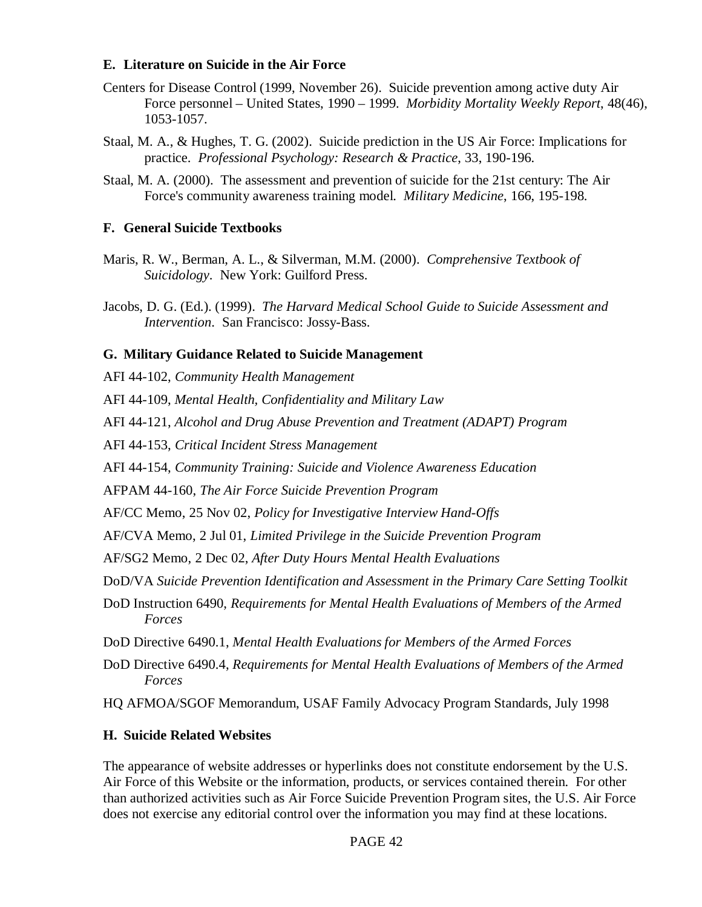### E. Literature on Suicide in the Air Force

Centers for Disease Control (1999, November 26). Suicide prevention among active duty Air Force personnel – United States, 1990 – 1999. *Morbidity Mortality Weekly Report*, 48(46), 1053-1057.

Staal, M. A., & Hughes, T. G. (2002). Suicide prediction in the US Air Force: Implications for practice. *Professional Psychology: Research & Practice*, 33, 190-196.

Staal, M. A. (2000). The assessment and prevention of suicide for the 21st century: The Air Force's community awareness training model. *Military Medicine*, 166, 195-198.

### F. General Suicide Textbooks

Maris, R. W., Berman, A. L., & Silverman, M.M. (2000). *Comprehensive Textbook of Suicidology*. New York: Guilford Press.

Jacobs, D. G. (Ed.). (1999). *The Harvard Medical School Guide to Suicide Assessment and Intervention*. San Francisco: Jossy-Bass.

### G. Military Guidance Related to Suicide Management

AFI 44-102, *Community Health Management*

AFI 44-109, *Mental Health, Confidentiality and Military Law*

AFI 44-121, *Alcohol and Drug Abuse Prevention and Treatment (ADAPT) Program*

AFI 44-153, *Critical Incident Stress Management*

AFI 44-154, *Community Training: Suicide and Violence Awareness Education*

AFPAM 44-160, *The Air Force Suicide Prevention Program*

AF/CC Memo, 25 Nov 02, *Policy for Investigative Interview Hand-Offs*

AF/CVA Memo, 2 Jul 01, *Limited Privilege in the Suicide Prevention Program*

AF/SG2 Memo, 2 Dec 02, *After Duty Hours Mental Health Evaluations*

DoD/VA *Suicide Prevention Identification and Assessment in the Primary Care Setting Toolkit*

DoD Instruction 6490, *Requirements for Mental Health Evaluations of Members of the Armed Forces*

DoD Directive 6490.1, *Mental Health Evaluations for Members of the Armed Forces*

DoD Directive 6490.4, *Requirements for Mental Health Evaluations of Members of the Armed Forces*

HQ AFMOA/SGOF Memorandum, USAF Family Advocacy Program Standards, July 1998

### H. Suicide Related Websites

The appearance of website addresses or hyperlinks does not constitute endorsement by the U.S. Air Force of this Website or the information, products, or services contained therein. For other than authorized activities such as Air Force Suicide Prevention Program sites, the U.S. Air Force does not exercise any editorial control over the information you may find at these locations.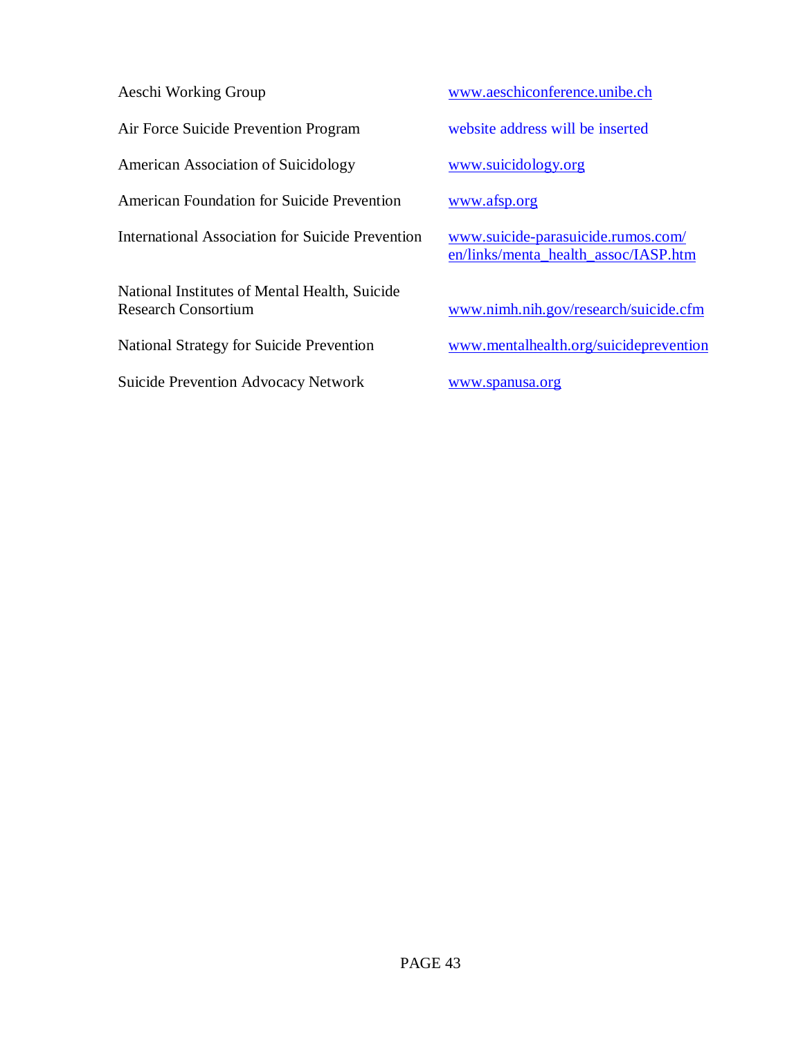| | |
|---|---|
| Aeschi Working Group | www.aeschiconference.unibe.ch |
| Air Force Suicide Prevention Program | website address will be inserted |
| American Association of Suicidology | www.suicidology.org |
| American Foundation for Suicide Prevention | www.afsp.org |
| International Association for Suicide Prevention | www.suicide-parasuicide.rumos.com/en/links/menta_health_assoc/IASP.htm |
| National Institutes of Mental Health, Suicide Research Consortium | www.nimh.nih.gov/research/suicide.cfm |
| National Strategy for Suicide Prevention | www.mentalhealth.org/suicideprevention |
| Suicide Prevention Advocacy Network | www.spanusa.org |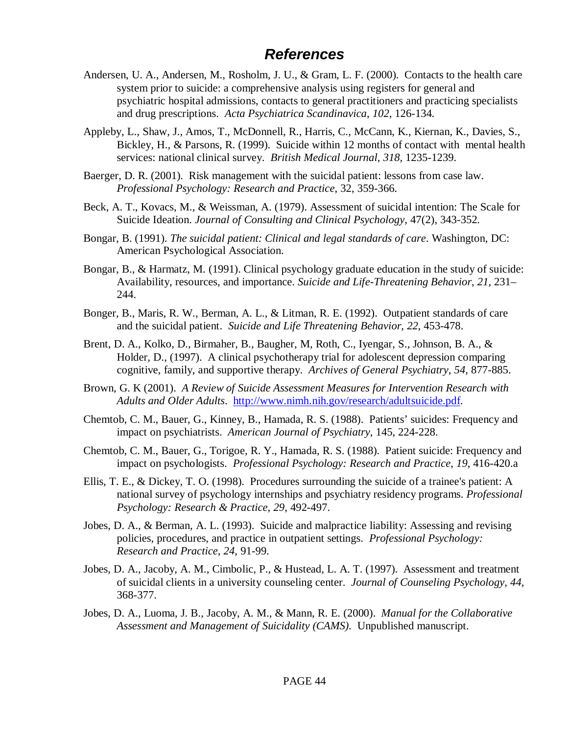# References

Andersen, U. A., Andersen, M., Rosholm, J. U., & Gram, L. F. (2000). Contacts to the health care system prior to suicide: a comprehensive analysis using registers for general and psychiatric hospital admissions, contacts to general practitioners and practicing specialists and drug prescriptions. *Acta Psychiatrica Scandinavica*, *102*, 126-134.

Appleby, L., Shaw, J., Amos, T., McDonnell, R., Harris, C., McCann, K., Kiernan, K., Davies, S., Bickley, H., & Parsons, R. (1999). Suicide within 12 months of contact with mental health services: national clinical survey. *British Medical Journal*, *318*, 1235-1239.

Baerger, D. R. (2001). Risk management with the suicidal patient: lessons from case law. *Professional Psychology: Research and Practice*, 32, 359-366.

Beck, A. T., Kovacs, M., & Weissman, A. (1979). Assessment of suicidal intention: The Scale for Suicide Ideation. *Journal of Consulting and Clinical Psychology*, 47(2), 343-352.

Bongar, B. (1991). *The suicidal patient: Clinical and legal standards of care*. Washington, DC: American Psychological Association.

Bongar, B., & Harmatz, M. (1991). Clinical psychology graduate education in the study of suicide: Availability, resources, and importance. *Suicide and Life-Threatening Behavior*, *21*, 231–244.

Bonger, B., Maris, R. W., Berman, A. L., & Litman, R. E. (1992). Outpatient standards of care and the suicidal patient. *Suicide and Life Threatening Behavior*, *22*, 453-478.

Brent, D. A., Kolko, D., Birmaher, B., Baugher, M, Roth, C., Iyengar, S., Johnson, B. A., & Holder, D., (1997). A clinical psychotherapy trial for adolescent depression comparing cognitive, family, and supportive therapy. *Archives of General Psychiatry*, *54*, 877-885.

Brown, G. K (2001). *A Review of Suicide Assessment Measures for Intervention Research with Adults and Older Adults*. http://www.nimh.nih.gov/research/adultsuicide.pdf.

Chemtob, C. M., Bauer, G., Kinney, B., Hamada, R. S. (1988). Patients' suicides: Frequency and impact on psychiatrists. *American Journal of Psychiatry*, 145, 224-228.

Chemtob, C. M., Bauer, G., Torigoe, R. Y., Hamada, R. S. (1988). Patient suicide: Frequency and impact on psychologists. *Professional Psychology: Research and Practice*, *19*, 416-420.a

Ellis, T. E., & Dickey, T. O. (1998). Procedures surrounding the suicide of a trainee's patient: A national survey of psychology internships and psychiatry residency programs. *Professional Psychology: Research & Practice, 29*, 492-497.

Jobes, D. A., & Berman, A. L. (1993). Suicide and malpractice liability: Assessing and revising policies, procedures, and practice in outpatient settings. *Professional Psychology: Research and Practice*, *24*, 91-99.

Jobes, D. A., Jacoby, A. M., Cimbolic, P., & Hustead, L. A. T. (1997). Assessment and treatment of suicidal clients in a university counseling center. *Journal of Counseling Psychology*, *44*, 368-377.

Jobes, D. A., Luoma, J. B., Jacoby, A. M., & Mann, R. E. (2000). *Manual for the Collaborative Assessment and Management of Suicidality (CAMS)*. Unpublished manuscript.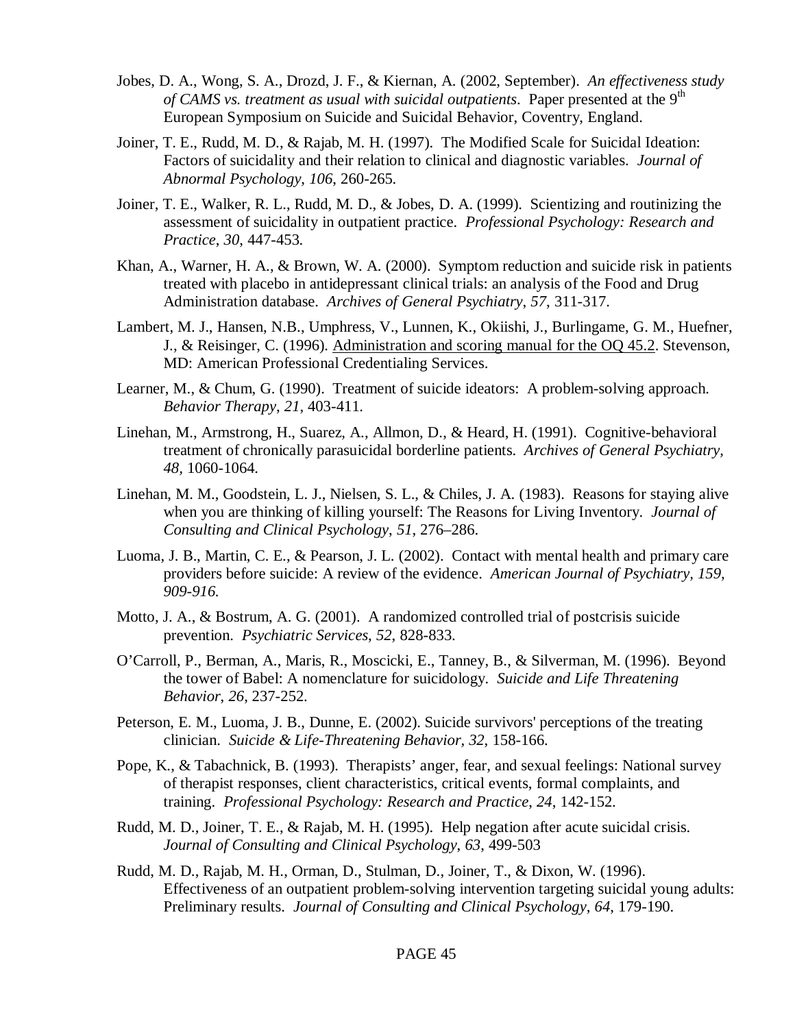Jobes, D. A., Wong, S. A., Drozd, J. F., & Kiernan, A. (2002, September). *An effectiveness study of CAMS vs. treatment as usual with suicidal outpatients*. Paper presented at the 9th European Symposium on Suicide and Suicidal Behavior, Coventry, England.

Joiner, T. E., Rudd, M. D., & Rajab, M. H. (1997). The Modified Scale for Suicidal Ideation: Factors of suicidality and their relation to clinical and diagnostic variables. *Journal of Abnormal Psychology*, *106*, 260-265.

Joiner, T. E., Walker, R. L., Rudd, M. D., & Jobes, D. A. (1999). Scientizing and routinizing the assessment of suicidality in outpatient practice. *Professional Psychology: Research and Practice*, *30*, 447-453.

Khan, A., Warner, H. A., & Brown, W. A. (2000). Symptom reduction and suicide risk in patients treated with placebo in antidepressant clinical trials: an analysis of the Food and Drug Administration database. *Archives of General Psychiatry*, *57*, 311-317.

Lambert, M. J., Hansen, N.B., Umphress, V., Lunnen, K., Okiishi, J., Burlingame, G. M., Huefner, J., & Reisinger, C. (1996). Administration and scoring manual for the OQ 45.2. Stevenson, MD: American Professional Credentialing Services.

Learner, M., & Chum, G. (1990). Treatment of suicide ideators: A problem-solving approach. *Behavior Therapy*, *21*, 403-411.

Linehan, M., Armstrong, H., Suarez, A., Allmon, D., & Heard, H. (1991). Cognitive-behavioral treatment of chronically parasuicidal borderline patients. *Archives of General Psychiatry, 48*, 1060-1064.

Linehan, M. M., Goodstein, L. J., Nielsen, S. L., & Chiles, J. A. (1983). Reasons for staying alive when you are thinking of killing yourself: The Reasons for Living Inventory. *Journal of Consulting and Clinical Psychology*, *51*, 276–286.

Luoma, J. B., Martin, C. E., & Pearson, J. L. (2002). Contact with mental health and primary care providers before suicide: A review of the evidence. *American Journal of Psychiatry, 159, 909-916.*

Motto, J. A., & Bostrum, A. G. (2001). A randomized controlled trial of postcrisis suicide prevention. *Psychiatric Services*, *52*, 828-833.

O'Carroll, P., Berman, A., Maris, R., Moscicki, E., Tanney, B., & Silverman, M. (1996). Beyond the tower of Babel: A nomenclature for suicidology. *Suicide and Life Threatening Behavior*, *26*, 237-252.

Peterson, E. M., Luoma, J. B., Dunne, E. (2002). Suicide survivors' perceptions of the treating clinician. *Suicide & Life-Threatening Behavior*, *32*, 158-166.

Pope, K., & Tabachnick, B. (1993). Therapists' anger, fear, and sexual feelings: National survey of therapist responses, client characteristics, critical events, formal complaints, and training. *Professional Psychology: Research and Practice*, *24*, 142-152.

Rudd, M. D., Joiner, T. E., & Rajab, M. H. (1995). Help negation after acute suicidal crisis. *Journal of Consulting and Clinical Psychology*, *63*, 499-503

Rudd, M. D., Rajab, M. H., Orman, D., Stulman, D., Joiner, T., & Dixon, W. (1996). Effectiveness of an outpatient problem-solving intervention targeting suicidal young adults: Preliminary results. *Journal of Consulting and Clinical Psychology*, *64*, 179-190.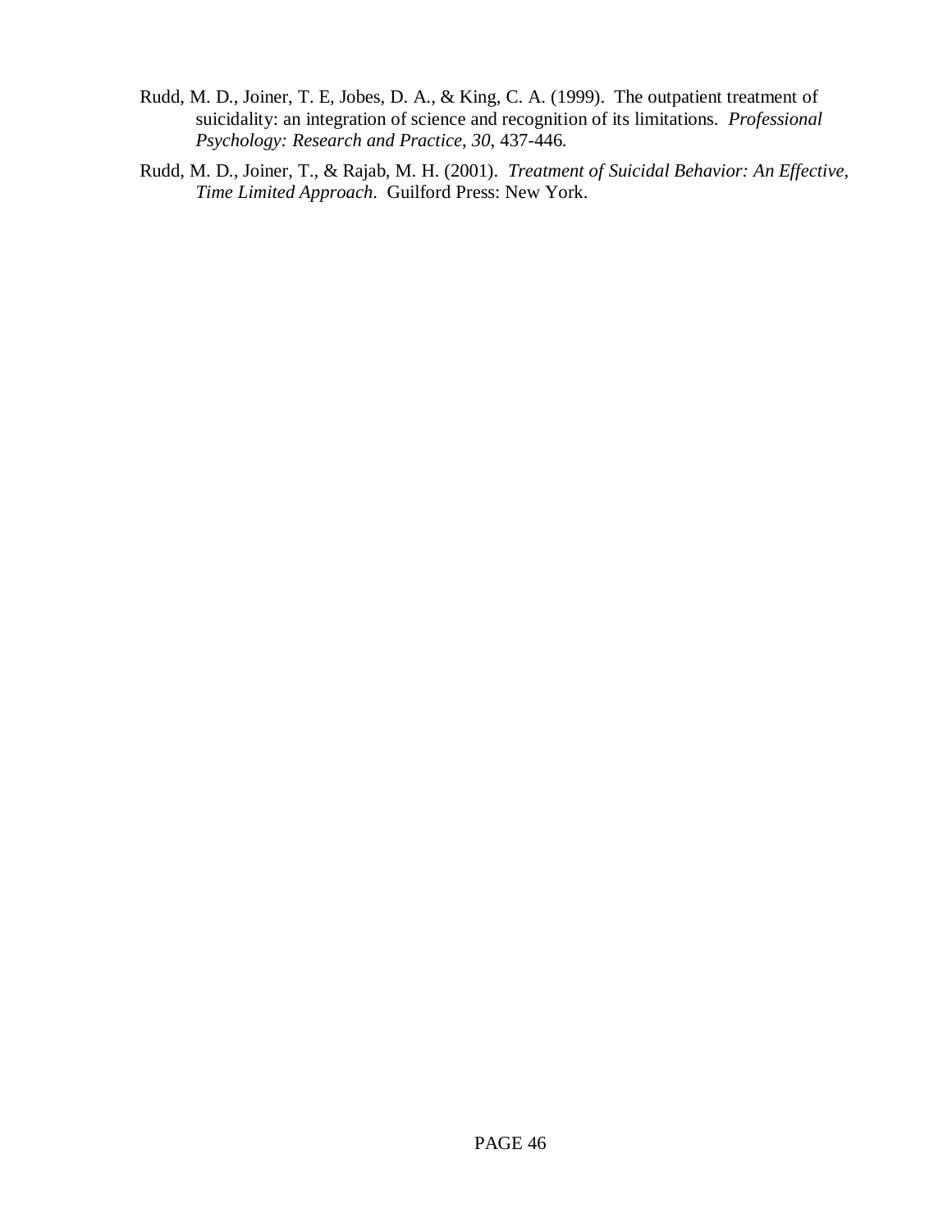Rudd, M. D., Joiner, T. E, Jobes, D. A., & King, C. A. (1999). The outpatient treatment of suicidality: an integration of science and recognition of its limitations. *Professional Psychology: Research and Practice*, *30*, 437-446.

Rudd, M. D., Joiner, T., & Rajab, M. H. (2001). *Treatment of Suicidal Behavior: An Effective, Time Limited Approach*. Guilford Press: New York.